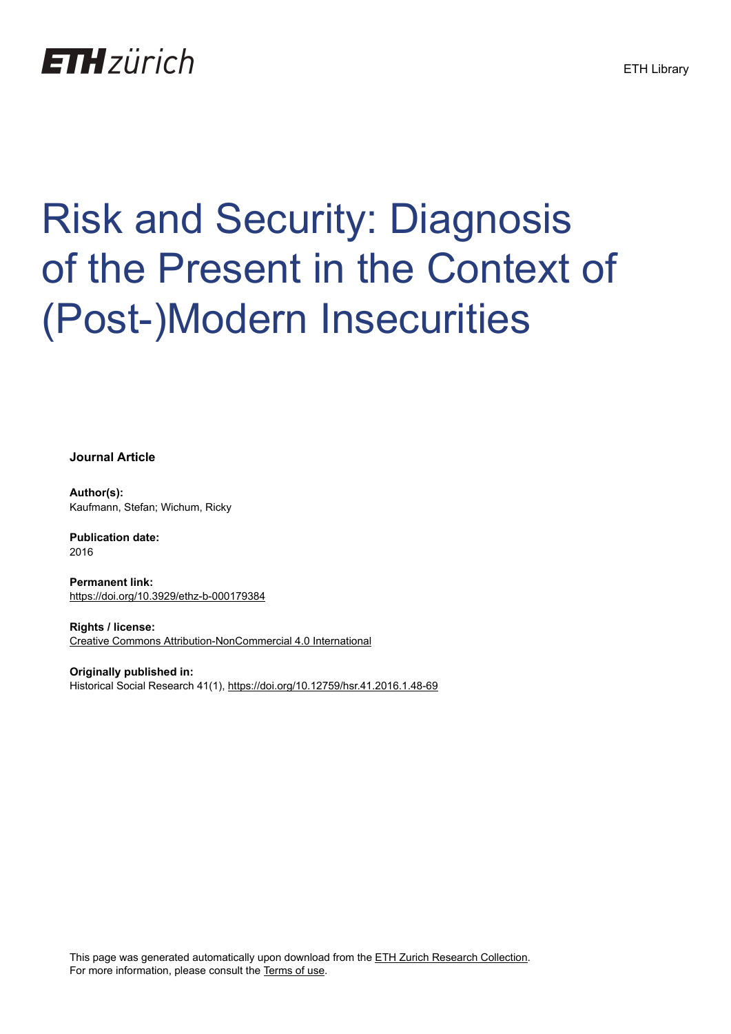ETH zürich

ETH Library

# Risk and Security: Diagnosis of the Present in the Context of (Post-)Modern Insecurities

**Journal Article**

**Author(s):**
Kaufmann, Stefan; Wichum, Ricky

**Publication date:**
2016

**Permanent link:**
https://doi.org/10.3929/ethz-b-000179384

**Rights / license:**
Creative Commons Attribution-NonCommercial 4.0 International

**Originally published in:**
Historical Social Research 41(1), https://doi.org/10.12759/hsr.41.2016.1.48-69

This page was generated automatically upon download from the ETH Zurich Research Collection.
For more information, please consult the Terms of use.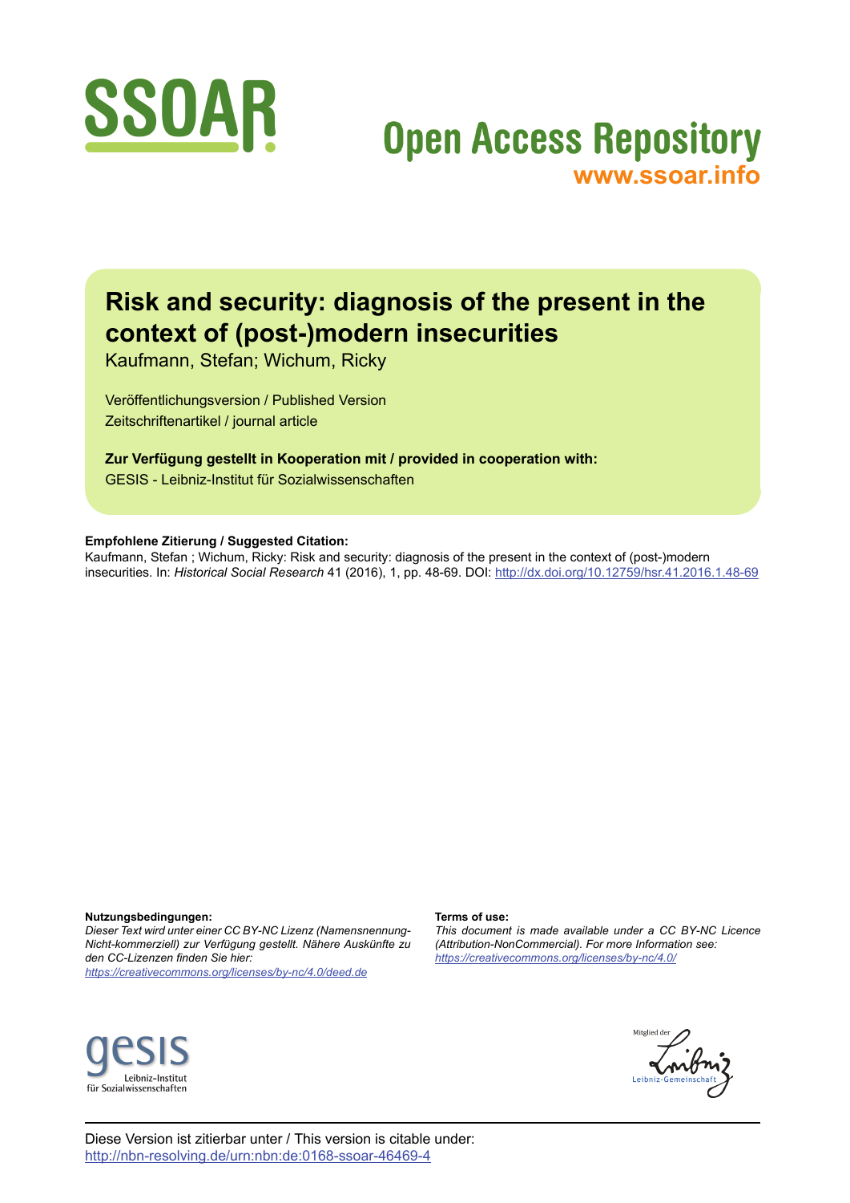# Risk and security: diagnosis of the present in the context of (post-)modern insecurities

Kaufmann, Stefan; Wichum, Ricky

Veröffentlichungsversion / Published Version
Zeitschriftenartikel / journal article

**Zur Verfügung gestellt in Kooperation mit / provided in cooperation with:**
GESIS - Leibniz-Institut für Sozialwissenschaften

**Empfohlene Zitierung / Suggested Citation:**
Kaufmann, Stefan ; Wichum, Ricky: Risk and security: diagnosis of the present in the context of (post-)modern insecurities. In: *Historical Social Research* 41 (2016), 1, pp. 48-69. DOI: http://dx.doi.org/10.12759/hsr.41.2016.1.48-69

**Nutzungsbedingungen:**
*Dieser Text wird unter einer CC BY-NC Lizenz (Namensnennung-Nicht-kommerziell) zur Verfügung gestellt. Nähere Auskünfte zu den CC-Lizenzen finden Sie hier:*
*https://creativecommons.org/licenses/by-nc/4.0/deed.de*

**Terms of use:**
*This document is made available under a CC BY-NC Licence (Attribution-NonCommercial). For more Information see:*
*https://creativecommons.org/licenses/by-nc/4.0/*

Diese Version ist zitierbar unter / This version is citable under:
http://nbn-resolving.de/urn:nbn:de:0168-ssoar-46469-4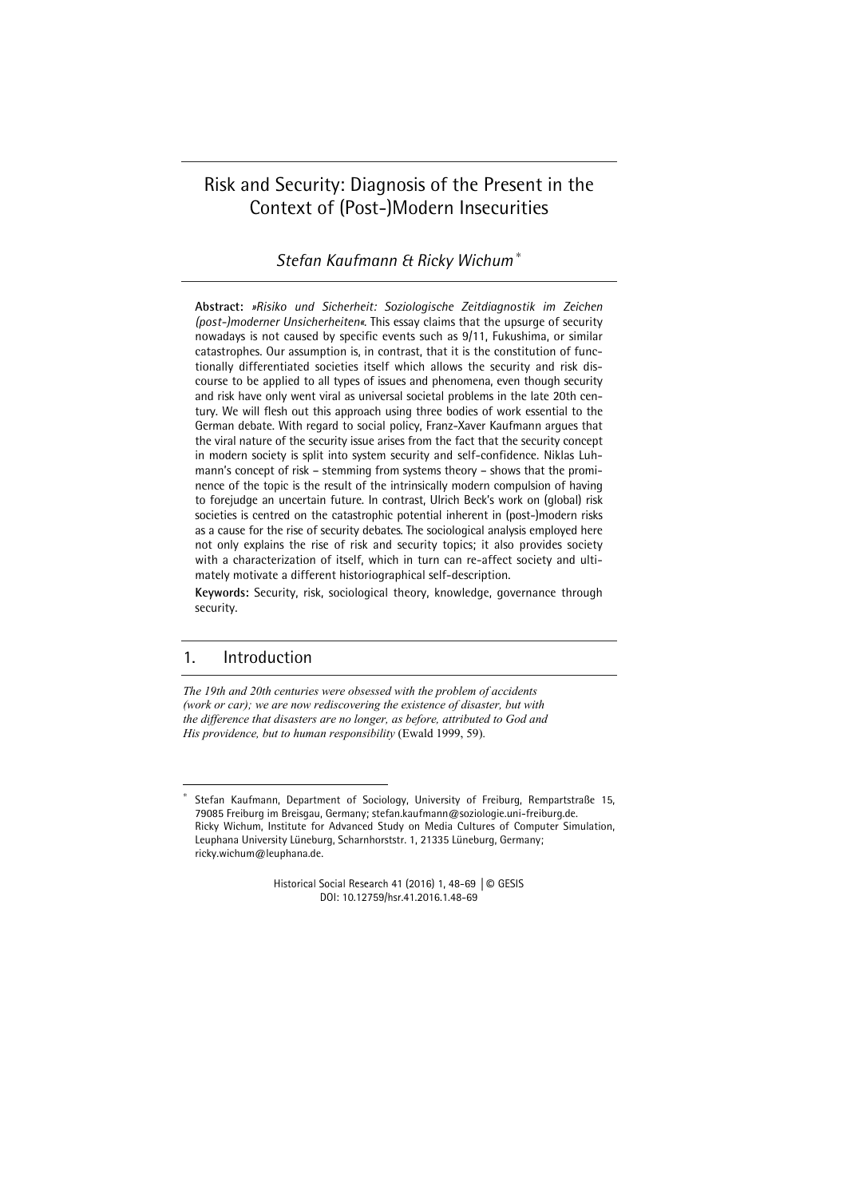# Risk and Security: Diagnosis of the Present in the Context of (Post-)Modern Insecurities

*Stefan Kaufmann & Ricky Wichum*[*]

**Abstract:** *»Risiko und Sicherheit: Soziologische Zeitdiagnostik im Zeichen (post-)moderner Unsicherheiten«.* This essay claims that the upsurge of security nowadays is not caused by specific events such as 9/11, Fukushima, or similar catastrophes. Our assumption is, in contrast, that it is the constitution of functionally differentiated societies itself which allows the security and risk discourse to be applied to all types of issues and phenomena, even though security and risk have only went viral as universal societal problems in the late 20th century. We will flesh out this approach using three bodies of work essential to the German debate. With regard to social policy, Franz-Xaver Kaufmann argues that the viral nature of the security issue arises from the fact that the security concept in modern society is split into system security and self-confidence. Niklas Luhmann's concept of risk – stemming from systems theory – shows that the prominence of the topic is the result of the intrinsically modern compulsion of having to forejudge an uncertain future. In contrast, Ulrich Beck's work on (global) risk societies is centred on the catastrophic potential inherent in (post-)modern risks as a cause for the rise of security debates. The sociological analysis employed here not only explains the rise of risk and security topics; it also provides society with a characterization of itself, which in turn can re-affect society and ultimately motivate a different historiographical self-description.

**Keywords:** Security, risk, sociological theory, knowledge, governance through security.

## 1. Introduction

*The 19th and 20th centuries were obsessed with the problem of accidents (work or car); we are now rediscovering the existence of disaster, but with the difference that disasters are no longer, as before, attributed to God and His providence, but to human responsibility* (Ewald 1999, 59).

---

[*] Stefan Kaufmann, Department of Sociology, University of Freiburg, Rempartstraße 15, 79085 Freiburg im Breisgau, Germany; stefan.kaufmann@soziologie.uni-freiburg.de.
Ricky Wichum, Institute for Advanced Study on Media Cultures of Computer Simulation, Leuphana University Lüneburg, Scharnhorststr. 1, 21335 Lüneburg, Germany; ricky.wichum@leuphana.de.

Historical Social Research 41 (2016) 1, 48-69 │© GESIS
DOI: 10.12759/hsr.41.2016.1.48-69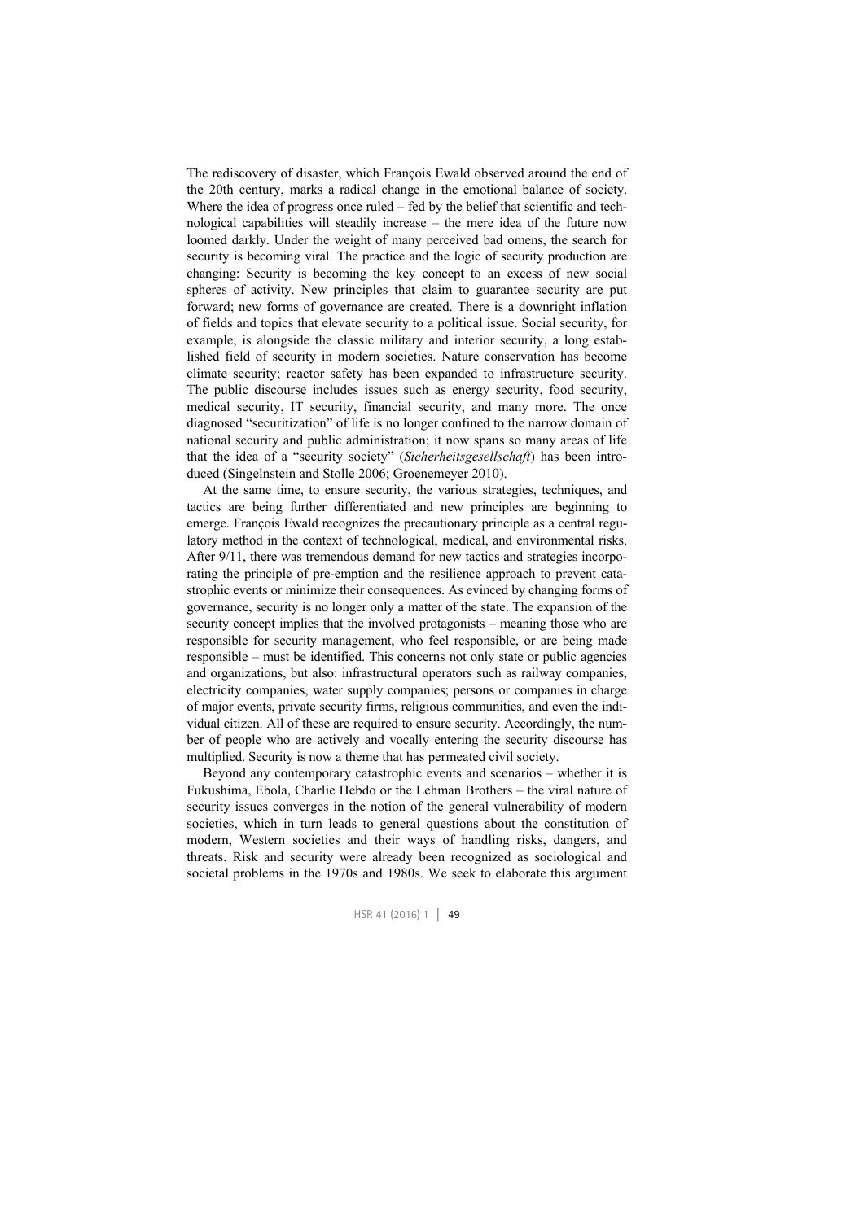The rediscovery of disaster, which François Ewald observed around the end of the 20th century, marks a radical change in the emotional balance of society. Where the idea of progress once ruled – fed by the belief that scientific and technological capabilities will steadily increase – the mere idea of the future now loomed darkly. Under the weight of many perceived bad omens, the search for security is becoming viral. The practice and the logic of security production are changing: Security is becoming the key concept to an excess of new social spheres of activity. New principles that claim to guarantee security are put forward; new forms of governance are created. There is a downright inflation of fields and topics that elevate security to a political issue. Social security, for example, is alongside the classic military and interior security, a long established field of security in modern societies. Nature conservation has become climate security; reactor safety has been expanded to infrastructure security. The public discourse includes issues such as energy security, food security, medical security, IT security, financial security, and many more. The once diagnosed "securitization" of life is no longer confined to the narrow domain of national security and public administration; it now spans so many areas of life that the idea of a "security society" (*Sicherheitsgesellschaft*) has been introduced (Singelnstein and Stolle 2006; Groenemeyer 2010).

At the same time, to ensure security, the various strategies, techniques, and tactics are being further differentiated and new principles are beginning to emerge. François Ewald recognizes the precautionary principle as a central regulatory method in the context of technological, medical, and environmental risks. After 9/11, there was tremendous demand for new tactics and strategies incorporating the principle of pre-emption and the resilience approach to prevent catastrophic events or minimize their consequences. As evinced by changing forms of governance, security is no longer only a matter of the state. The expansion of the security concept implies that the involved protagonists – meaning those who are responsible for security management, who feel responsible, or are being made responsible – must be identified. This concerns not only state or public agencies and organizations, but also: infrastructural operators such as railway companies, electricity companies, water supply companies; persons or companies in charge of major events, private security firms, religious communities, and even the individual citizen. All of these are required to ensure security. Accordingly, the number of people who are actively and vocally entering the security discourse has multiplied. Security is now a theme that has permeated civil society.

Beyond any contemporary catastrophic events and scenarios – whether it is Fukushima, Ebola, Charlie Hebdo or the Lehman Brothers – the viral nature of security issues converges in the notion of the general vulnerability of modern societies, which in turn leads to general questions about the constitution of modern, Western societies and their ways of handling risks, dangers, and threats. Risk and security were already been recognized as sociological and societal problems in the 1970s and 1980s. We seek to elaborate this argument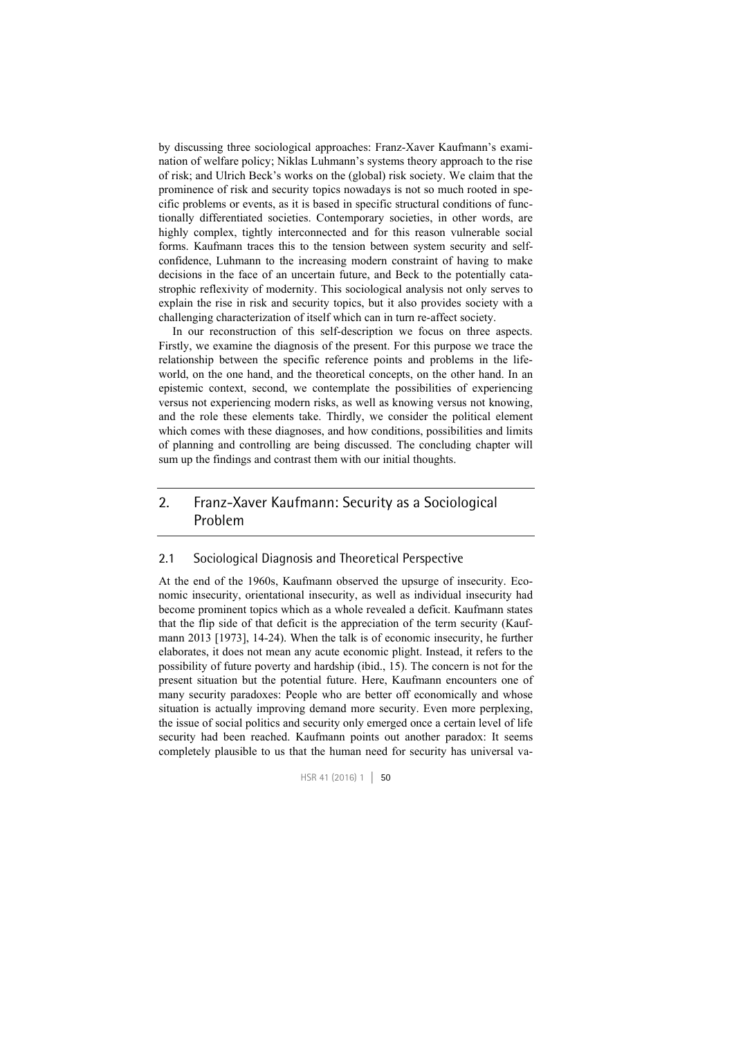by discussing three sociological approaches: Franz-Xaver Kaufmann's examination of welfare policy; Niklas Luhmann's systems theory approach to the rise of risk; and Ulrich Beck's works on the (global) risk society. We claim that the prominence of risk and security topics nowadays is not so much rooted in specific problems or events, as it is based in specific structural conditions of functionally differentiated societies. Contemporary societies, in other words, are highly complex, tightly interconnected and for this reason vulnerable social forms. Kaufmann traces this to the tension between system security and self-confidence, Luhmann to the increasing modern constraint of having to make decisions in the face of an uncertain future, and Beck to the potentially catastrophic reflexivity of modernity. This sociological analysis not only serves to explain the rise in risk and security topics, but it also provides society with a challenging characterization of itself which can in turn re-affect society.

In our reconstruction of this self-description we focus on three aspects. Firstly, we examine the diagnosis of the present. For this purpose we trace the relationship between the specific reference points and problems in the life-world, on the one hand, and the theoretical concepts, on the other hand. In an epistemic context, second, we contemplate the possibilities of experiencing versus not experiencing modern risks, as well as knowing versus not knowing, and the role these elements take. Thirdly, we consider the political element which comes with these diagnoses, and how conditions, possibilities and limits of planning and controlling are being discussed. The concluding chapter will sum up the findings and contrast them with our initial thoughts.

## 2. Franz-Xaver Kaufmann: Security as a Sociological Problem

### 2.1 Sociological Diagnosis and Theoretical Perspective

At the end of the 1960s, Kaufmann observed the upsurge of insecurity. Economic insecurity, orientational insecurity, as well as individual insecurity had become prominent topics which as a whole revealed a deficit. Kaufmann states that the flip side of that deficit is the appreciation of the term security (Kaufmann 2013 [1973], 14-24). When the talk is of economic insecurity, he further elaborates, it does not mean any acute economic plight. Instead, it refers to the possibility of future poverty and hardship (ibid., 15). The concern is not for the present situation but the potential future. Here, Kaufmann encounters one of many security paradoxes: People who are better off economically and whose situation is actually improving demand more security. Even more perplexing, the issue of social politics and security only emerged once a certain level of life security had been reached. Kaufmann points out another paradox: It seems completely plausible to us that the human need for security has universal va-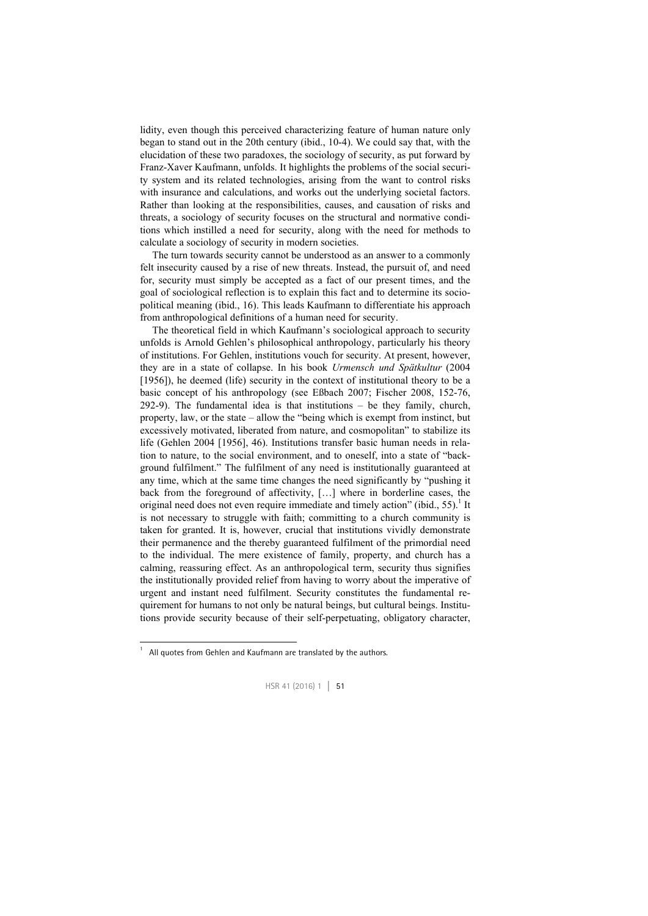lidity, even though this perceived characterizing feature of human nature only began to stand out in the 20th century (ibid., 10-4). We could say that, with the elucidation of these two paradoxes, the sociology of security, as put forward by Franz-Xaver Kaufmann, unfolds. It highlights the problems of the social security system and its related technologies, arising from the want to control risks with insurance and calculations, and works out the underlying societal factors. Rather than looking at the responsibilities, causes, and causation of risks and threats, a sociology of security focuses on the structural and normative conditions which instilled a need for security, along with the need for methods to calculate a sociology of security in modern societies.

The turn towards security cannot be understood as an answer to a commonly felt insecurity caused by a rise of new threats. Instead, the pursuit of, and need for, security must simply be accepted as a fact of our present times, and the goal of sociological reflection is to explain this fact and to determine its sociopolitical meaning (ibid., 16). This leads Kaufmann to differentiate his approach from anthropological definitions of a human need for security.

The theoretical field in which Kaufmann's sociological approach to security unfolds is Arnold Gehlen's philosophical anthropology, particularly his theory of institutions. For Gehlen, institutions vouch for security. At present, however, they are in a state of collapse. In his book *Urmensch und Spätkultur* (2004 [1956]), he deemed (life) security in the context of institutional theory to be a basic concept of his anthropology (see Eßbach 2007; Fischer 2008, 152-76, 292-9). The fundamental idea is that institutions – be they family, church, property, law, or the state – allow the "being which is exempt from instinct, but excessively motivated, liberated from nature, and cosmopolitan" to stabilize its life (Gehlen 2004 [1956], 46). Institutions transfer basic human needs in relation to nature, to the social environment, and to oneself, into a state of "background fulfilment." The fulfilment of any need is institutionally guaranteed at any time, which at the same time changes the need significantly by "pushing it back from the foreground of affectivity, […] where in borderline cases, the original need does not even require immediate and timely action" (ibid., 55).[1] It is not necessary to struggle with faith; committing to a church community is taken for granted. It is, however, crucial that institutions vividly demonstrate their permanence and the thereby guaranteed fulfilment of the primordial need to the individual. The mere existence of family, property, and church has a calming, reassuring effect. As an anthropological term, security thus signifies the institutionally provided relief from having to worry about the imperative of urgent and instant need fulfilment. Security constitutes the fundamental requirement for humans to not only be natural beings, but cultural beings. Institutions provide security because of their self-perpetuating, obligatory character,

[1] All quotes from Gehlen and Kaufmann are translated by the authors.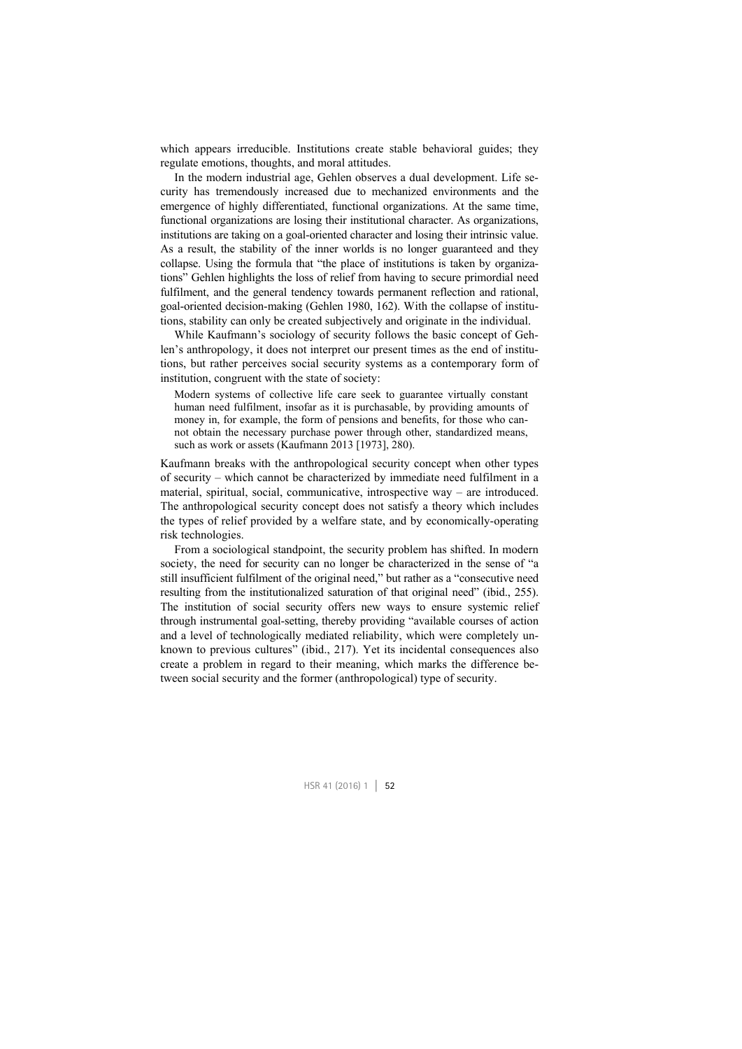which appears irreducible. Institutions create stable behavioral guides; they regulate emotions, thoughts, and moral attitudes.

In the modern industrial age, Gehlen observes a dual development. Life security has tremendously increased due to mechanized environments and the emergence of highly differentiated, functional organizations. At the same time, functional organizations are losing their institutional character. As organizations, institutions are taking on a goal-oriented character and losing their intrinsic value. As a result, the stability of the inner worlds is no longer guaranteed and they collapse. Using the formula that "the place of institutions is taken by organizations" Gehlen highlights the loss of relief from having to secure primordial need fulfilment, and the general tendency towards permanent reflection and rational, goal-oriented decision-making (Gehlen 1980, 162). With the collapse of institutions, stability can only be created subjectively and originate in the individual.

While Kaufmann's sociology of security follows the basic concept of Gehlen's anthropology, it does not interpret our present times as the end of institutions, but rather perceives social security systems as a contemporary form of institution, congruent with the state of society:

> Modern systems of collective life care seek to guarantee virtually constant human need fulfilment, insofar as it is purchasable, by providing amounts of money in, for example, the form of pensions and benefits, for those who cannot obtain the necessary purchase power through other, standardized means, such as work or assets (Kaufmann 2013 [1973], 280).

Kaufmann breaks with the anthropological security concept when other types of security – which cannot be characterized by immediate need fulfilment in a material, spiritual, social, communicative, introspective way – are introduced. The anthropological security concept does not satisfy a theory which includes the types of relief provided by a welfare state, and by economically-operating risk technologies.

From a sociological standpoint, the security problem has shifted. In modern society, the need for security can no longer be characterized in the sense of "a still insufficient fulfilment of the original need," but rather as a "consecutive need resulting from the institutionalized saturation of that original need" (ibid., 255). The institution of social security offers new ways to ensure systemic relief through instrumental goal-setting, thereby providing "available courses of action and a level of technologically mediated reliability, which were completely unknown to previous cultures" (ibid., 217). Yet its incidental consequences also create a problem in regard to their meaning, which marks the difference between social security and the former (anthropological) type of security.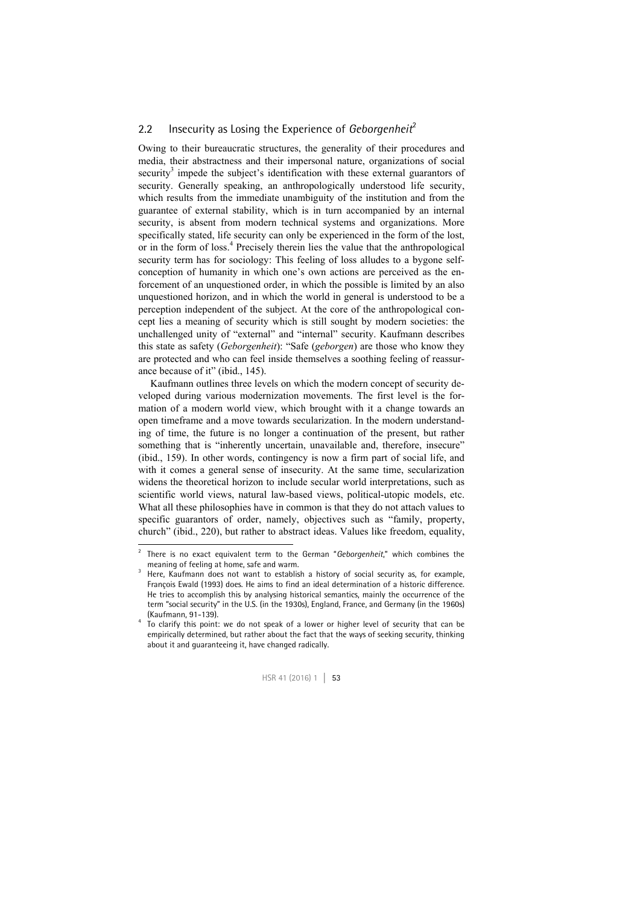## 2.2 Insecurity as Losing the Experience of *Geborgenheit*[2]

Owing to their bureaucratic structures, the generality of their procedures and media, their abstractness and their impersonal nature, organizations of social security[3] impede the subject's identification with these external guarantors of security. Generally speaking, an anthropologically understood life security, which results from the immediate unambiguity of the institution and from the guarantee of external stability, which is in turn accompanied by an internal security, is absent from modern technical systems and organizations. More specifically stated, life security can only be experienced in the form of the lost, or in the form of loss.[4] Precisely therein lies the value that the anthropological security term has for sociology: This feeling of loss alludes to a bygone self-conception of humanity in which one's own actions are perceived as the enforcement of an unquestioned order, in which the possible is limited by an also unquestioned horizon, and in which the world in general is understood to be a perception independent of the subject. At the core of the anthropological concept lies a meaning of security which is still sought by modern societies: the unchallenged unity of "external" and "internal" security. Kaufmann describes this state as safety (*Geborgenheit*): "Safe (*geborgen*) are those who know they are protected and who can feel inside themselves a soothing feeling of reassurance because of it" (ibid., 145).

Kaufmann outlines three levels on which the modern concept of security developed during various modernization movements. The first level is the formation of a modern world view, which brought with it a change towards an open timeframe and a move towards secularization. In the modern understanding of time, the future is no longer a continuation of the present, but rather something that is "inherently uncertain, unavailable and, therefore, insecure" (ibid., 159). In other words, contingency is now a firm part of social life, and with it comes a general sense of insecurity. At the same time, secularization widens the theoretical horizon to include secular world interpretations, such as scientific world views, natural law-based views, political-utopic models, etc. What all these philosophies have in common is that they do not attach values to specific guarantors of order, namely, objectives such as "family, property, church" (ibid., 220), but rather to abstract ideas. Values like freedom, equality,

---

[2] There is no exact equivalent term to the German "*Geborgenheit*," which combines the meaning of feeling at home, safe and warm.

[3] Here, Kaufmann does not want to establish a history of social security as, for example, François Ewald (1993) does. He aims to find an ideal determination of a historic difference. He tries to accomplish this by analysing historical semantics, mainly the occurrence of the term "social security" in the U.S. (in the 1930s), England, France, and Germany (in the 1960s) (Kaufmann, 91-139).

[4] To clarify this point: we do not speak of a lower or higher level of security that can be empirically determined, but rather about the fact that the ways of seeking security, thinking about it and guaranteeing it, have changed radically.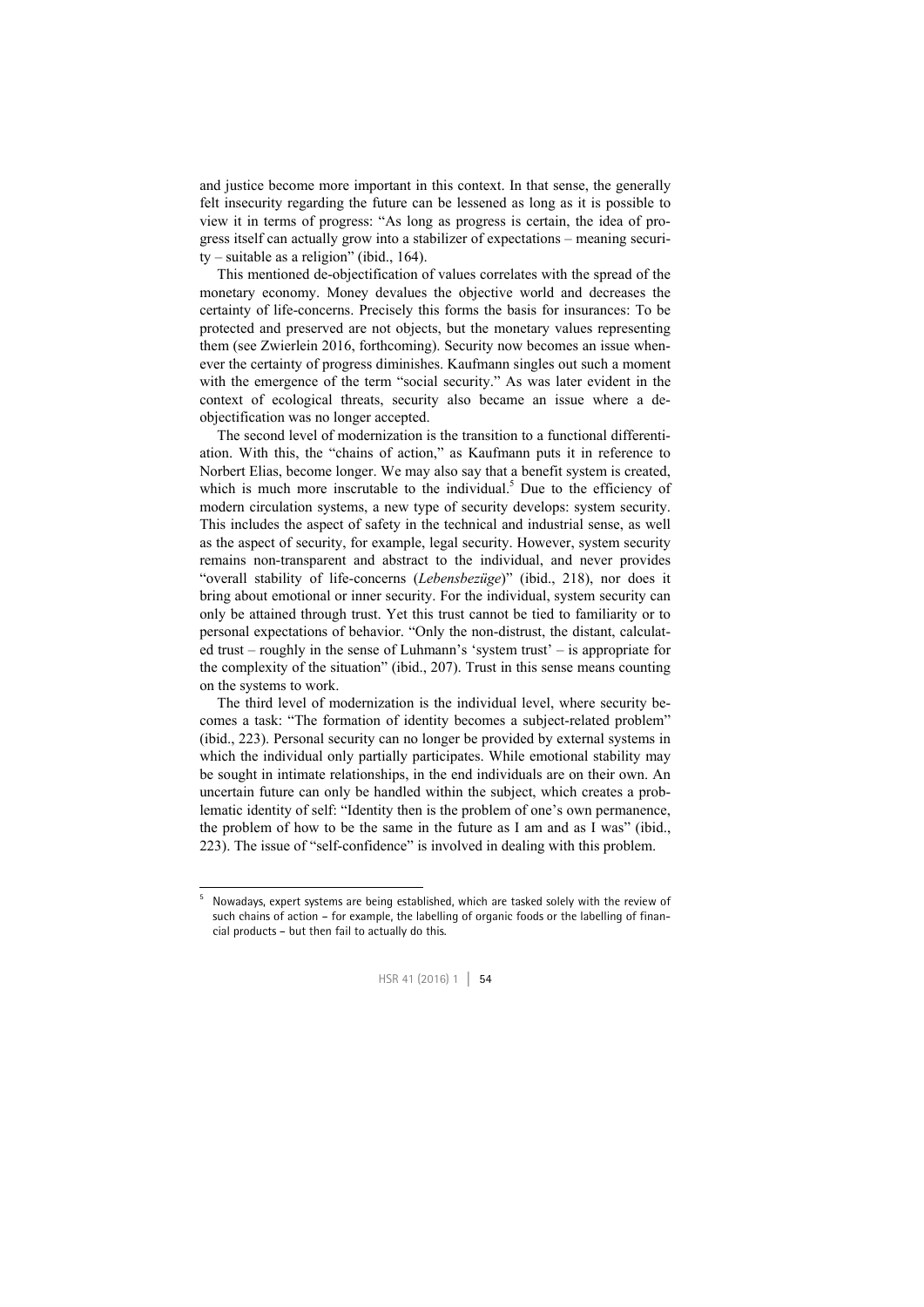and justice become more important in this context. In that sense, the generally felt insecurity regarding the future can be lessened as long as it is possible to view it in terms of progress: "As long as progress is certain, the idea of progress itself can actually grow into a stabilizer of expectations – meaning security – suitable as a religion" (ibid., 164).

This mentioned de-objectification of values correlates with the spread of the monetary economy. Money devalues the objective world and decreases the certainty of life-concerns. Precisely this forms the basis for insurances: To be protected and preserved are not objects, but the monetary values representing them (see Zwierlein 2016, forthcoming). Security now becomes an issue whenever the certainty of progress diminishes. Kaufmann singles out such a moment with the emergence of the term "social security." As was later evident in the context of ecological threats, security also became an issue where a de-objectification was no longer accepted.

The second level of modernization is the transition to a functional differentiation. With this, the "chains of action," as Kaufmann puts it in reference to Norbert Elias, become longer. We may also say that a benefit system is created, which is much more inscrutable to the individual.[5] Due to the efficiency of modern circulation systems, a new type of security develops: system security. This includes the aspect of safety in the technical and industrial sense, as well as the aspect of security, for example, legal security. However, system security remains non-transparent and abstract to the individual, and never provides "overall stability of life-concerns (*Lebensbezüge*)" (ibid., 218), nor does it bring about emotional or inner security. For the individual, system security can only be attained through trust. Yet this trust cannot be tied to familiarity or to personal expectations of behavior. "Only the non-distrust, the distant, calculated trust – roughly in the sense of Luhmann's 'system trust' – is appropriate for the complexity of the situation" (ibid., 207). Trust in this sense means counting on the systems to work.

The third level of modernization is the individual level, where security becomes a task: "The formation of identity becomes a subject-related problem" (ibid., 223). Personal security can no longer be provided by external systems in which the individual only partially participates. While emotional stability may be sought in intimate relationships, in the end individuals are on their own. An uncertain future can only be handled within the subject, which creates a problematic identity of self: "Identity then is the problem of one's own permanence, the problem of how to be the same in the future as I am and as I was" (ibid., 223). The issue of "self-confidence" is involved in dealing with this problem.

---

[5] Nowadays, expert systems are being established, which are tasked solely with the review of such chains of action – for example, the labelling of organic foods or the labelling of financial products – but then fail to actually do this.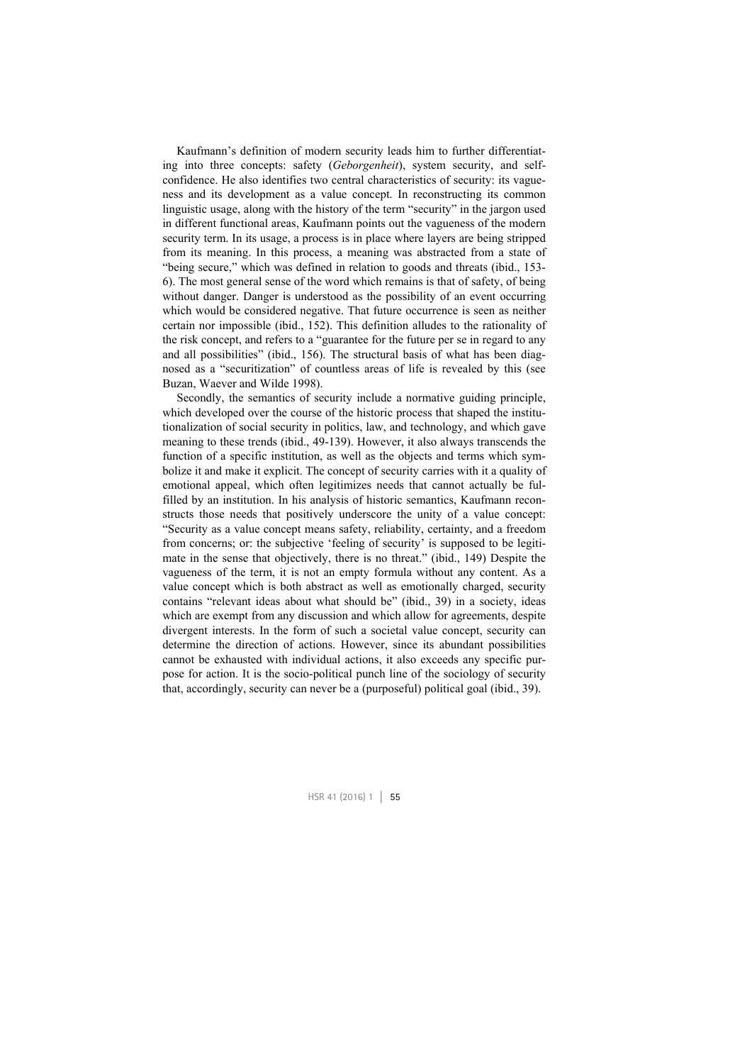Kaufmann's definition of modern security leads him to further differentiating into three concepts: safety (*Geborgenheit*), system security, and self-confidence. He also identifies two central characteristics of security: its vagueness and its development as a value concept. In reconstructing its common linguistic usage, along with the history of the term "security" in the jargon used in different functional areas, Kaufmann points out the vagueness of the modern security term. In its usage, a process is in place where layers are being stripped from its meaning. In this process, a meaning was abstracted from a state of "being secure," which was defined in relation to goods and threats (ibid., 153-6). The most general sense of the word which remains is that of safety, of being without danger. Danger is understood as the possibility of an event occurring which would be considered negative. That future occurrence is seen as neither certain nor impossible (ibid., 152). This definition alludes to the rationality of the risk concept, and refers to a "guarantee for the future per se in regard to any and all possibilities" (ibid., 156). The structural basis of what has been diagnosed as a "securitization" of countless areas of life is revealed by this (see Buzan, Waever and Wilde 1998).

Secondly, the semantics of security include a normative guiding principle, which developed over the course of the historic process that shaped the institutionalization of social security in politics, law, and technology, and which gave meaning to these trends (ibid., 49-139). However, it also always transcends the function of a specific institution, as well as the objects and terms which symbolize it and make it explicit. The concept of security carries with it a quality of emotional appeal, which often legitimizes needs that cannot actually be fulfilled by an institution. In his analysis of historic semantics, Kaufmann reconstructs those needs that positively underscore the unity of a value concept: "Security as a value concept means safety, reliability, certainty, and a freedom from concerns; or: the subjective 'feeling of security' is supposed to be legitimate in the sense that objectively, there is no threat." (ibid., 149) Despite the vagueness of the term, it is not an empty formula without any content. As a value concept which is both abstract as well as emotionally charged, security contains "relevant ideas about what should be" (ibid., 39) in a society, ideas which are exempt from any discussion and which allow for agreements, despite divergent interests. In the form of such a societal value concept, security can determine the direction of actions. However, since its abundant possibilities cannot be exhausted with individual actions, it also exceeds any specific purpose for action. It is the socio-political punch line of the sociology of security that, accordingly, security can never be a (purposeful) political goal (ibid., 39).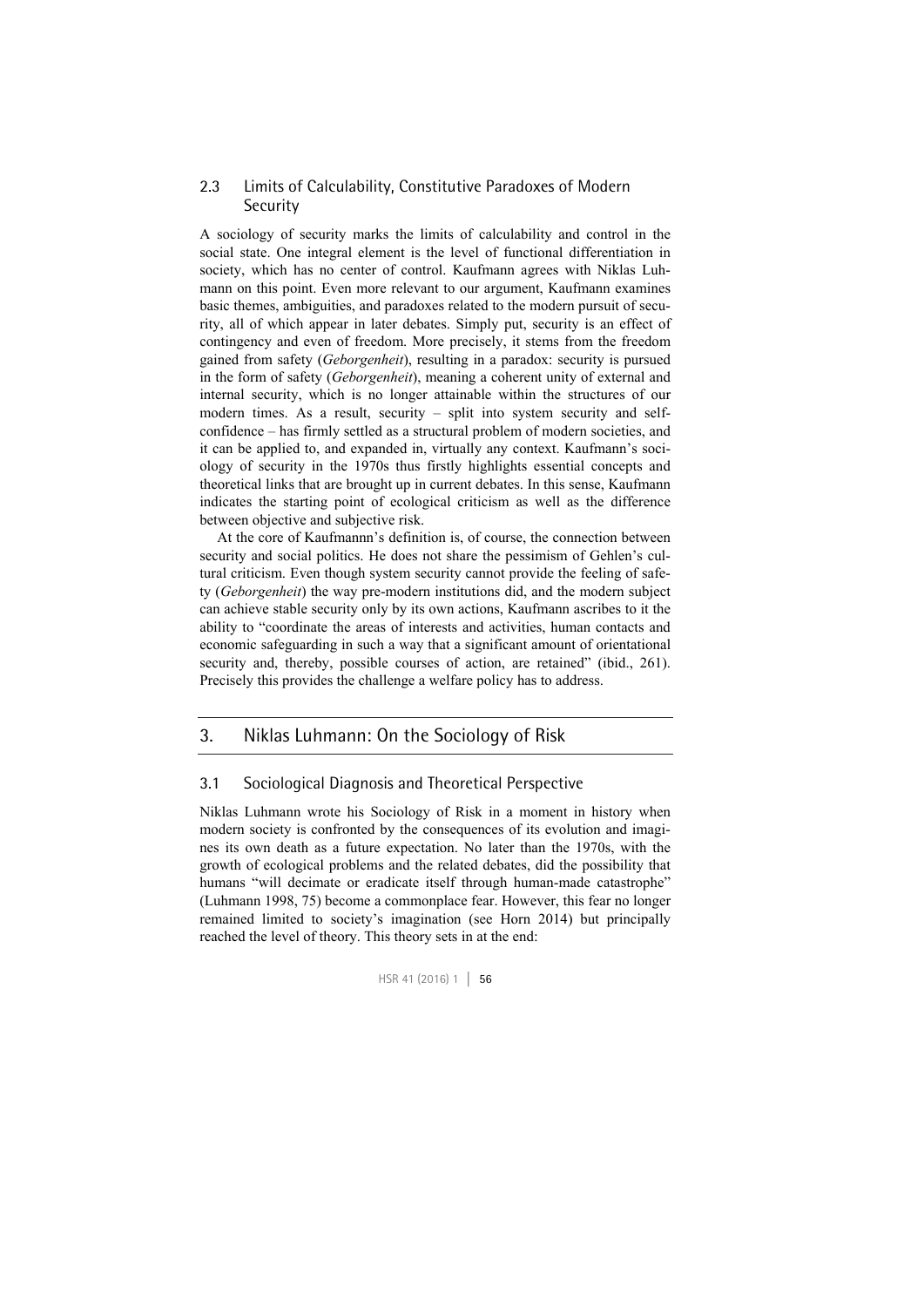### 2.3 Limits of Calculability, Constitutive Paradoxes of Modern Security

A sociology of security marks the limits of calculability and control in the social state. One integral element is the level of functional differentiation in society, which has no center of control. Kaufmann agrees with Niklas Luhmann on this point. Even more relevant to our argument, Kaufmann examines basic themes, ambiguities, and paradoxes related to the modern pursuit of security, all of which appear in later debates. Simply put, security is an effect of contingency and even of freedom. More precisely, it stems from the freedom gained from safety (*Geborgenheit*), resulting in a paradox: security is pursued in the form of safety (*Geborgenheit*), meaning a coherent unity of external and internal security, which is no longer attainable within the structures of our modern times. As a result, security – split into system security and self-confidence – has firmly settled as a structural problem of modern societies, and it can be applied to, and expanded in, virtually any context. Kaufmann's sociology of security in the 1970s thus firstly highlights essential concepts and theoretical links that are brought up in current debates. In this sense, Kaufmann indicates the starting point of ecological criticism as well as the difference between objective and subjective risk.

At the core of Kaufmannn's definition is, of course, the connection between security and social politics. He does not share the pessimism of Gehlen's cultural criticism. Even though system security cannot provide the feeling of safety (*Geborgenheit*) the way pre-modern institutions did, and the modern subject can achieve stable security only by its own actions, Kaufmann ascribes to it the ability to "coordinate the areas of interests and activities, human contacts and economic safeguarding in such a way that a significant amount of orientational security and, thereby, possible courses of action, are retained" (ibid., 261). Precisely this provides the challenge a welfare policy has to address.

## 3. Niklas Luhmann: On the Sociology of Risk

### 3.1 Sociological Diagnosis and Theoretical Perspective

Niklas Luhmann wrote his Sociology of Risk in a moment in history when modern society is confronted by the consequences of its evolution and imagines its own death as a future expectation. No later than the 1970s, with the growth of ecological problems and the related debates, did the possibility that humans "will decimate or eradicate itself through human-made catastrophe" (Luhmann 1998, 75) become a commonplace fear. However, this fear no longer remained limited to society's imagination (see Horn 2014) but principally reached the level of theory. This theory sets in at the end: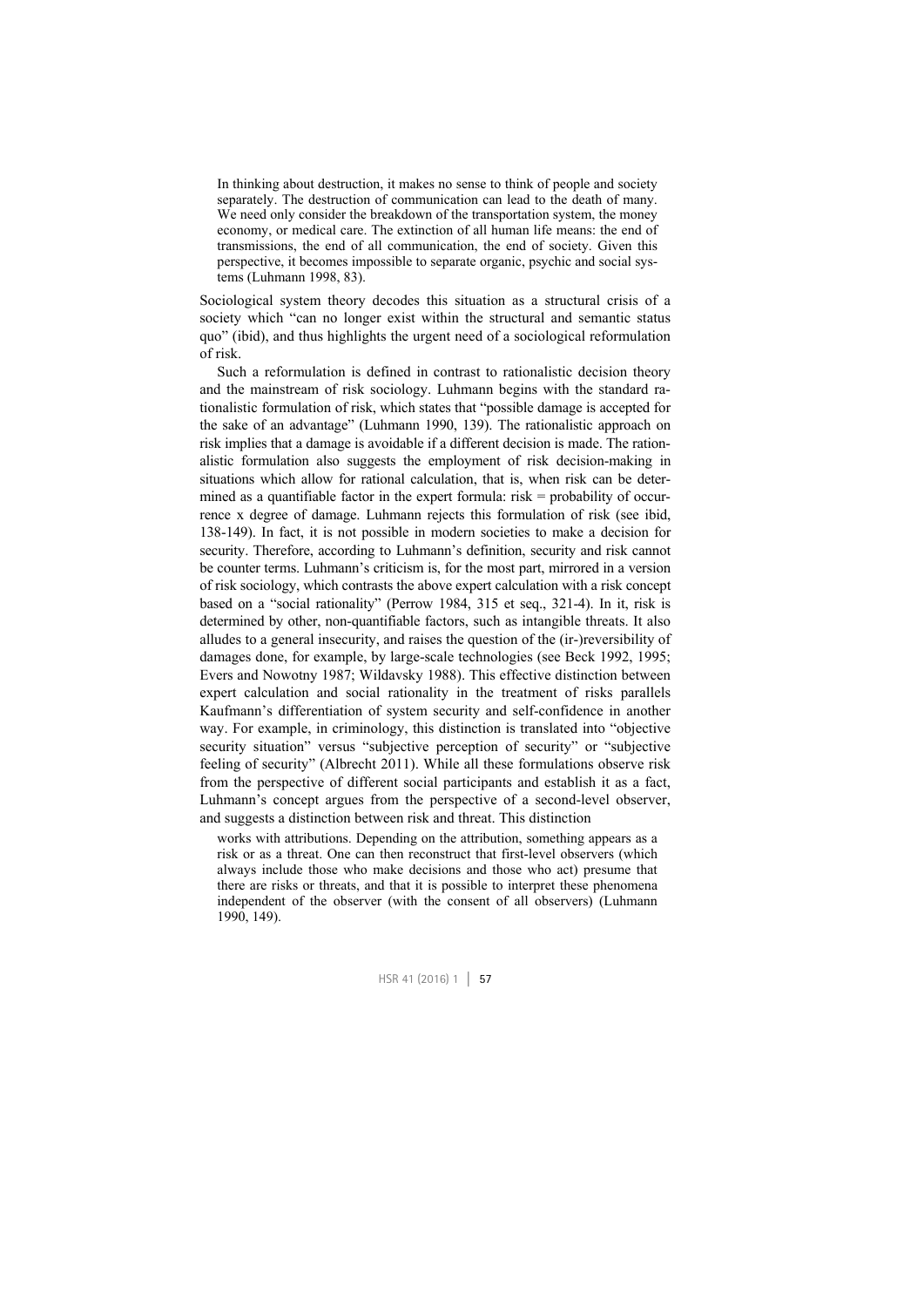> In thinking about destruction, it makes no sense to think of people and society separately. The destruction of communication can lead to the death of many. We need only consider the breakdown of the transportation system, the money economy, or medical care. The extinction of all human life means: the end of transmissions, the end of all communication, the end of society. Given this perspective, it becomes impossible to separate organic, psychic and social systems (Luhmann 1998, 83).

Sociological system theory decodes this situation as a structural crisis of a society which "can no longer exist within the structural and semantic status quo" (ibid), and thus highlights the urgent need of a sociological reformulation of risk.

Such a reformulation is defined in contrast to rationalistic decision theory and the mainstream of risk sociology. Luhmann begins with the standard rationalistic formulation of risk, which states that "possible damage is accepted for the sake of an advantage" (Luhmann 1990, 139). The rationalistic approach on risk implies that a damage is avoidable if a different decision is made. The rationalistic formulation also suggests the employment of risk decision-making in situations which allow for rational calculation, that is, when risk can be determined as a quantifiable factor in the expert formula: risk = probability of occurrence x degree of damage. Luhmann rejects this formulation of risk (see ibid, 138-149). In fact, it is not possible in modern societies to make a decision for security. Therefore, according to Luhmann's definition, security and risk cannot be counter terms. Luhmann's criticism is, for the most part, mirrored in a version of risk sociology, which contrasts the above expert calculation with a risk concept based on a "social rationality" (Perrow 1984, 315 et seq., 321-4). In it, risk is determined by other, non-quantifiable factors, such as intangible threats. It also alludes to a general insecurity, and raises the question of the (ir-)reversibility of damages done, for example, by large-scale technologies (see Beck 1992, 1995; Evers and Nowotny 1987; Wildavsky 1988). This effective distinction between expert calculation and social rationality in the treatment of risks parallels Kaufmann's differentiation of system security and self-confidence in another way. For example, in criminology, this distinction is translated into "objective security situation" versus "subjective perception of security" or "subjective feeling of security" (Albrecht 2011). While all these formulations observe risk from the perspective of different social participants and establish it as a fact, Luhmann's concept argues from the perspective of a second-level observer, and suggests a distinction between risk and threat. This distinction

> works with attributions. Depending on the attribution, something appears as a risk or as a threat. One can then reconstruct that first-level observers (which always include those who make decisions and those who act) presume that there are risks or threats, and that it is possible to interpret these phenomena independent of the observer (with the consent of all observers) (Luhmann 1990, 149).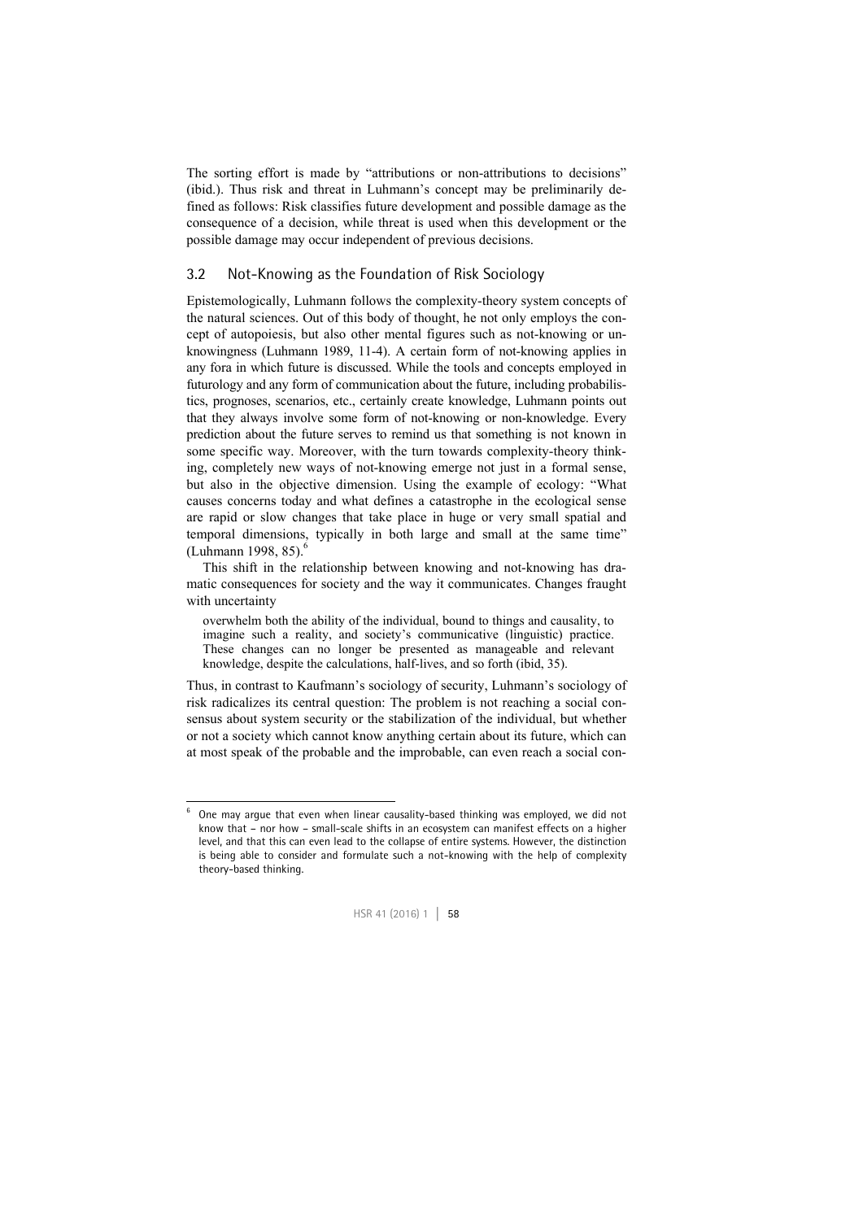The sorting effort is made by "attributions or non-attributions to decisions" (ibid.). Thus risk and threat in Luhmann's concept may be preliminarily defined as follows: Risk classifies future development and possible damage as the consequence of a decision, while threat is used when this development or the possible damage may occur independent of previous decisions.

## 3.2 Not-Knowing as the Foundation of Risk Sociology

Epistemologically, Luhmann follows the complexity-theory system concepts of the natural sciences. Out of this body of thought, he not only employs the concept of autopoiesis, but also other mental figures such as not-knowing or unknowingness (Luhmann 1989, 11-4). A certain form of not-knowing applies in any fora in which future is discussed. While the tools and concepts employed in futurology and any form of communication about the future, including probabilistics, prognoses, scenarios, etc., certainly create knowledge, Luhmann points out that they always involve some form of not-knowing or non-knowledge. Every prediction about the future serves to remind us that something is not known in some specific way. Moreover, with the turn towards complexity-theory thinking, completely new ways of not-knowing emerge not just in a formal sense, but also in the objective dimension. Using the example of ecology: "What causes concerns today and what defines a catastrophe in the ecological sense are rapid or slow changes that take place in huge or very small spatial and temporal dimensions, typically in both large and small at the same time" (Luhmann 1998, 85).[6]

This shift in the relationship between knowing and not-knowing has dramatic consequences for society and the way it communicates. Changes fraught with uncertainty

> overwhelm both the ability of the individual, bound to things and causality, to imagine such a reality, and society's communicative (linguistic) practice. These changes can no longer be presented as manageable and relevant knowledge, despite the calculations, half-lives, and so forth (ibid, 35).

Thus, in contrast to Kaufmann's sociology of security, Luhmann's sociology of risk radicalizes its central question: The problem is not reaching a social consensus about system security or the stabilization of the individual, but whether or not a society which cannot know anything certain about its future, which can at most speak of the probable and the improbable, can even reach a social con-

---

[6] One may argue that even when linear causality-based thinking was employed, we did not know that – nor how – small-scale shifts in an ecosystem can manifest effects on a higher level, and that this can even lead to the collapse of entire systems. However, the distinction is being able to consider and formulate such a not-knowing with the help of complexity theory-based thinking.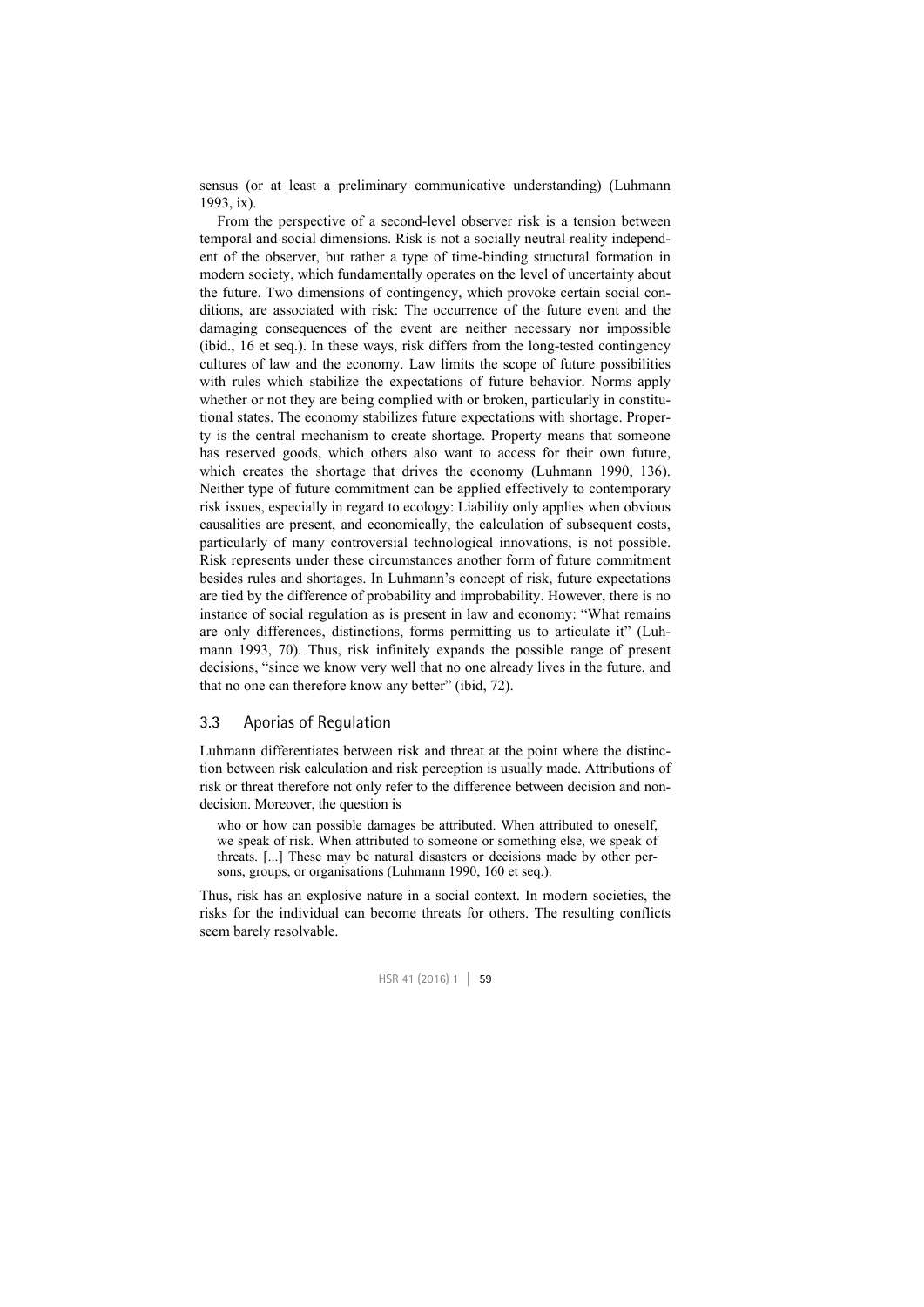sensus (or at least a preliminary communicative understanding) (Luhmann 1993, ix).

From the perspective of a second-level observer risk is a tension between temporal and social dimensions. Risk is not a socially neutral reality independent of the observer, but rather a type of time-binding structural formation in modern society, which fundamentally operates on the level of uncertainty about the future. Two dimensions of contingency, which provoke certain social conditions, are associated with risk: The occurrence of the future event and the damaging consequences of the event are neither necessary nor impossible (ibid., 16 et seq.). In these ways, risk differs from the long-tested contingency cultures of law and the economy. Law limits the scope of future possibilities with rules which stabilize the expectations of future behavior. Norms apply whether or not they are being complied with or broken, particularly in constitutional states. The economy stabilizes future expectations with shortage. Property is the central mechanism to create shortage. Property means that someone has reserved goods, which others also want to access for their own future, which creates the shortage that drives the economy (Luhmann 1990, 136). Neither type of future commitment can be applied effectively to contemporary risk issues, especially in regard to ecology: Liability only applies when obvious causalities are present, and economically, the calculation of subsequent costs, particularly of many controversial technological innovations, is not possible. Risk represents under these circumstances another form of future commitment besides rules and shortages. In Luhmann's concept of risk, future expectations are tied by the difference of probability and improbability. However, there is no instance of social regulation as is present in law and economy: "What remains are only differences, distinctions, forms permitting us to articulate it" (Luhmann 1993, 70). Thus, risk infinitely expands the possible range of present decisions, "since we know very well that no one already lives in the future, and that no one can therefore know any better" (ibid, 72).

### 3.3 Aporias of Regulation

Luhmann differentiates between risk and threat at the point where the distinction between risk calculation and risk perception is usually made. Attributions of risk or threat therefore not only refer to the difference between decision and nondecision. Moreover, the question is

> who or how can possible damages be attributed. When attributed to oneself, we speak of risk. When attributed to someone or something else, we speak of threats. [...] These may be natural disasters or decisions made by other persons, groups, or organisations (Luhmann 1990, 160 et seq.).

Thus, risk has an explosive nature in a social context. In modern societies, the risks for the individual can become threats for others. The resulting conflicts seem barely resolvable.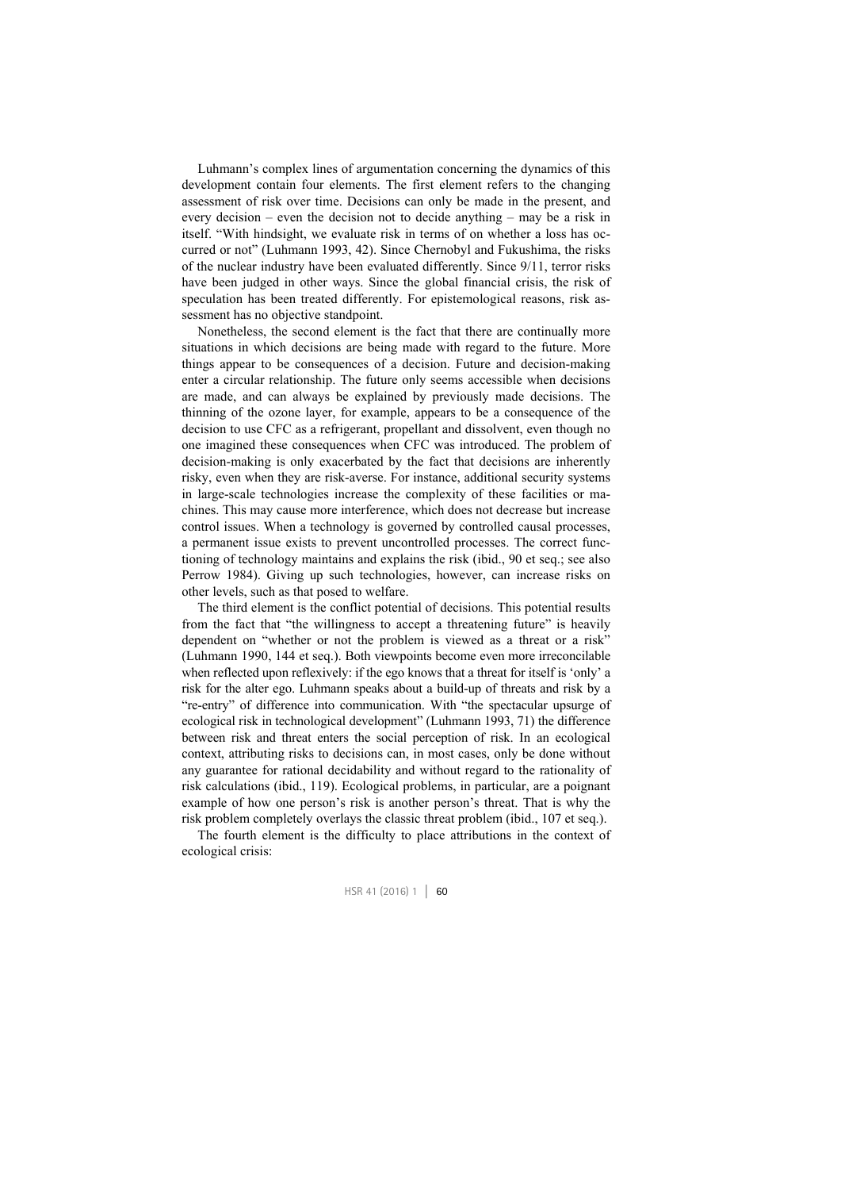Luhmann's complex lines of argumentation concerning the dynamics of this development contain four elements. The first element refers to the changing assessment of risk over time. Decisions can only be made in the present, and every decision – even the decision not to decide anything – may be a risk in itself. "With hindsight, we evaluate risk in terms of on whether a loss has occurred or not" (Luhmann 1993, 42). Since Chernobyl and Fukushima, the risks of the nuclear industry have been evaluated differently. Since 9/11, terror risks have been judged in other ways. Since the global financial crisis, the risk of speculation has been treated differently. For epistemological reasons, risk assessment has no objective standpoint.

Nonetheless, the second element is the fact that there are continually more situations in which decisions are being made with regard to the future. More things appear to be consequences of a decision. Future and decision-making enter a circular relationship. The future only seems accessible when decisions are made, and can always be explained by previously made decisions. The thinning of the ozone layer, for example, appears to be a consequence of the decision to use CFC as a refrigerant, propellant and dissolvent, even though no one imagined these consequences when CFC was introduced. The problem of decision-making is only exacerbated by the fact that decisions are inherently risky, even when they are risk-averse. For instance, additional security systems in large-scale technologies increase the complexity of these facilities or machines. This may cause more interference, which does not decrease but increase control issues. When a technology is governed by controlled causal processes, a permanent issue exists to prevent uncontrolled processes. The correct functioning of technology maintains and explains the risk (ibid., 90 et seq.; see also Perrow 1984). Giving up such technologies, however, can increase risks on other levels, such as that posed to welfare.

The third element is the conflict potential of decisions. This potential results from the fact that "the willingness to accept a threatening future" is heavily dependent on "whether or not the problem is viewed as a threat or a risk" (Luhmann 1990, 144 et seq.). Both viewpoints become even more irreconcilable when reflected upon reflexively: if the ego knows that a threat for itself is 'only' a risk for the alter ego. Luhmann speaks about a build-up of threats and risk by a "re-entry" of difference into communication. With "the spectacular upsurge of ecological risk in technological development" (Luhmann 1993, 71) the difference between risk and threat enters the social perception of risk. In an ecological context, attributing risks to decisions can, in most cases, only be done without any guarantee for rational decidability and without regard to the rationality of risk calculations (ibid., 119). Ecological problems, in particular, are a poignant example of how one person's risk is another person's threat. That is why the risk problem completely overlays the classic threat problem (ibid., 107 et seq.).

The fourth element is the difficulty to place attributions in the context of ecological crisis: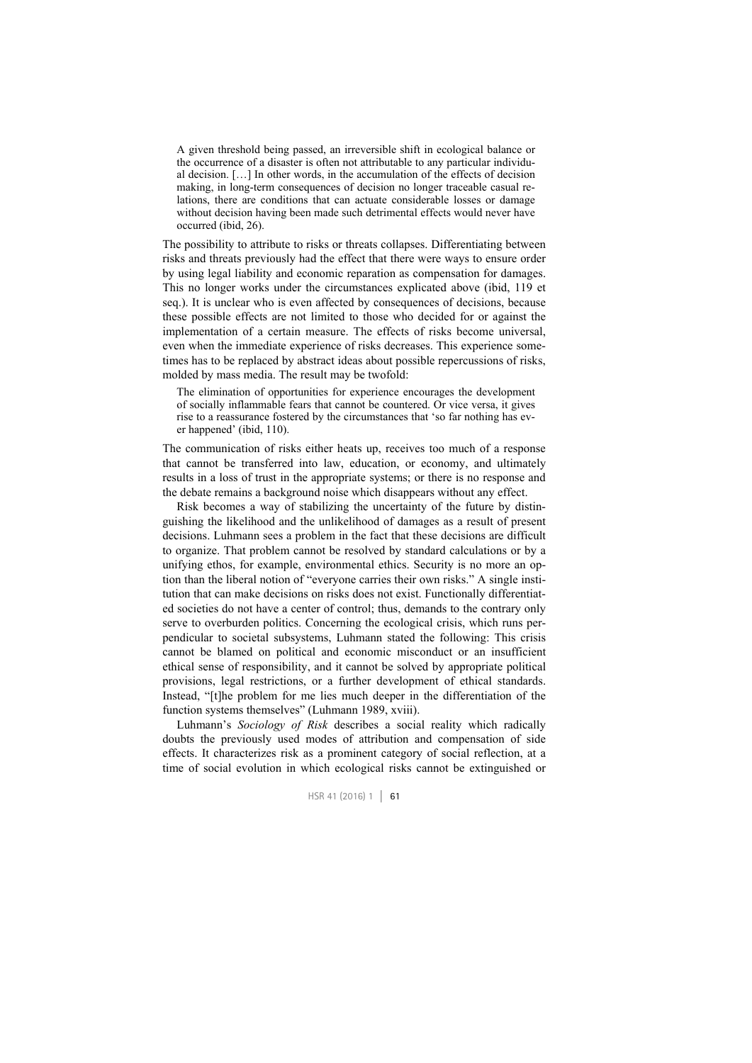> A given threshold being passed, an irreversible shift in ecological balance or the occurrence of a disaster is often not attributable to any particular individual decision. […] In other words, in the accumulation of the effects of decision making, in long-term consequences of decision no longer traceable casual relations, there are conditions that can actuate considerable losses or damage without decision having been made such detrimental effects would never have occurred (ibid, 26).

The possibility to attribute to risks or threats collapses. Differentiating between risks and threats previously had the effect that there were ways to ensure order by using legal liability and economic reparation as compensation for damages. This no longer works under the circumstances explicated above (ibid, 119 et seq.). It is unclear who is even affected by consequences of decisions, because these possible effects are not limited to those who decided for or against the implementation of a certain measure. The effects of risks become universal, even when the immediate experience of risks decreases. This experience sometimes has to be replaced by abstract ideas about possible repercussions of risks, molded by mass media. The result may be twofold:

> The elimination of opportunities for experience encourages the development of socially inflammable fears that cannot be countered. Or vice versa, it gives rise to a reassurance fostered by the circumstances that 'so far nothing has ever happened' (ibid, 110).

The communication of risks either heats up, receives too much of a response that cannot be transferred into law, education, or economy, and ultimately results in a loss of trust in the appropriate systems; or there is no response and the debate remains a background noise which disappears without any effect.

Risk becomes a way of stabilizing the uncertainty of the future by distinguishing the likelihood and the unlikelihood of damages as a result of present decisions. Luhmann sees a problem in the fact that these decisions are difficult to organize. That problem cannot be resolved by standard calculations or by a unifying ethos, for example, environmental ethics. Security is no more an option than the liberal notion of "everyone carries their own risks." A single institution that can make decisions on risks does not exist. Functionally differentiated societies do not have a center of control; thus, demands to the contrary only serve to overburden politics. Concerning the ecological crisis, which runs perpendicular to societal subsystems, Luhmann stated the following: This crisis cannot be blamed on political and economic misconduct or an insufficient ethical sense of responsibility, and it cannot be solved by appropriate political provisions, legal restrictions, or a further development of ethical standards. Instead, "[t]he problem for me lies much deeper in the differentiation of the function systems themselves" (Luhmann 1989, xviii).

Luhmann's *Sociology of Risk* describes a social reality which radically doubts the previously used modes of attribution and compensation of side effects. It characterizes risk as a prominent category of social reflection, at a time of social evolution in which ecological risks cannot be extinguished or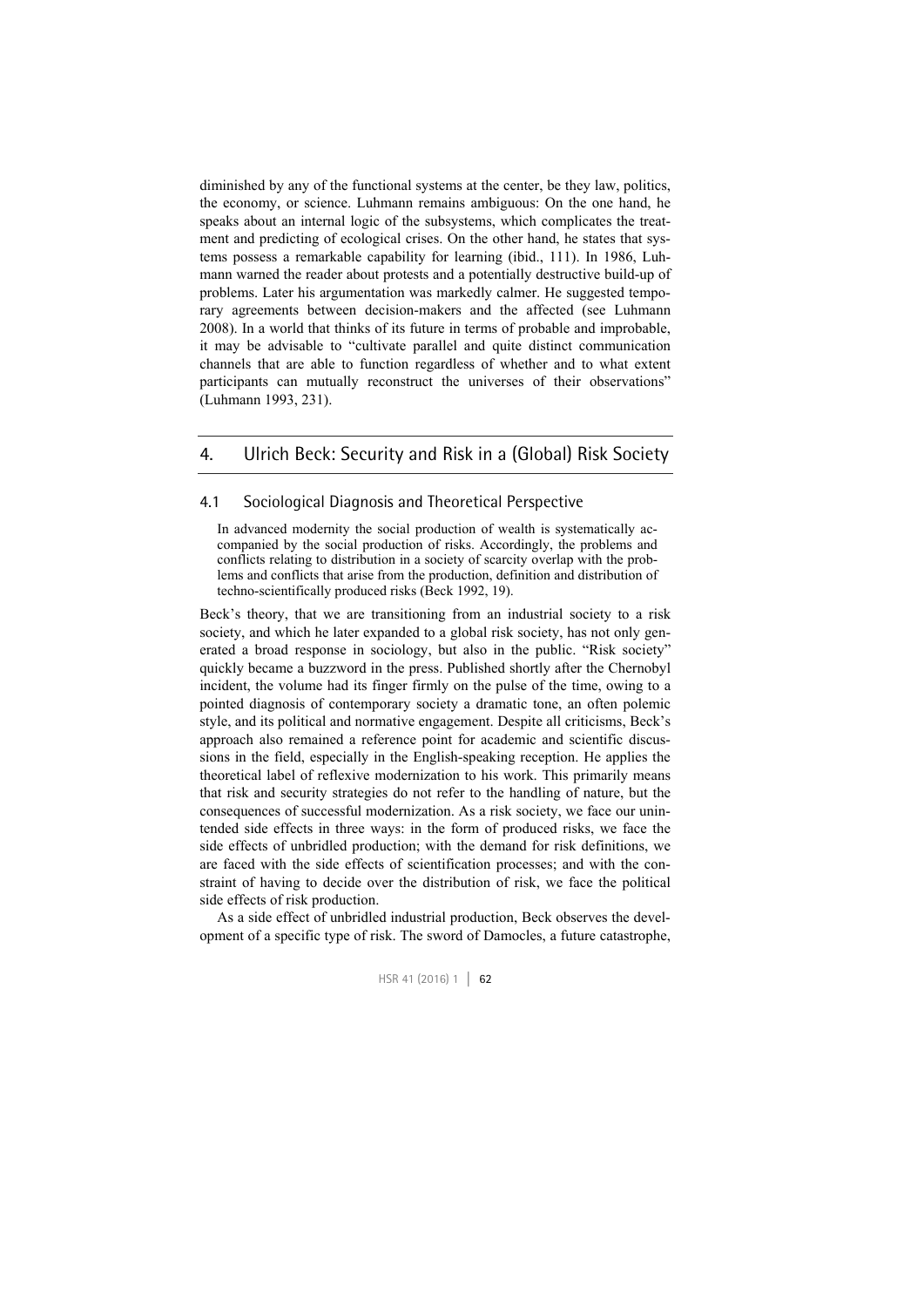diminished by any of the functional systems at the center, be they law, politics, the economy, or science. Luhmann remains ambiguous: On the one hand, he speaks about an internal logic of the subsystems, which complicates the treatment and predicting of ecological crises. On the other hand, he states that systems possess a remarkable capability for learning (ibid., 111). In 1986, Luhmann warned the reader about protests and a potentially destructive build-up of problems. Later his argumentation was markedly calmer. He suggested temporary agreements between decision-makers and the affected (see Luhmann 2008). In a world that thinks of its future in terms of probable and improbable, it may be advisable to "cultivate parallel and quite distinct communication channels that are able to function regardless of whether and to what extent participants can mutually reconstruct the universes of their observations" (Luhmann 1993, 231).

## 4. Ulrich Beck: Security and Risk in a (Global) Risk Society

### 4.1 Sociological Diagnosis and Theoretical Perspective

> In advanced modernity the social production of wealth is systematically accompanied by the social production of risks. Accordingly, the problems and conflicts relating to distribution in a society of scarcity overlap with the problems and conflicts that arise from the production, definition and distribution of techno-scientifically produced risks (Beck 1992, 19).

Beck's theory, that we are transitioning from an industrial society to a risk society, and which he later expanded to a global risk society, has not only generated a broad response in sociology, but also in the public. "Risk society" quickly became a buzzword in the press. Published shortly after the Chernobyl incident, the volume had its finger firmly on the pulse of the time, owing to a pointed diagnosis of contemporary society a dramatic tone, an often polemic style, and its political and normative engagement. Despite all criticisms, Beck's approach also remained a reference point for academic and scientific discussions in the field, especially in the English-speaking reception. He applies the theoretical label of reflexive modernization to his work. This primarily means that risk and security strategies do not refer to the handling of nature, but the consequences of successful modernization. As a risk society, we face our unintended side effects in three ways: in the form of produced risks, we face the side effects of unbridled production; with the demand for risk definitions, we are faced with the side effects of scientification processes; and with the constraint of having to decide over the distribution of risk, we face the political side effects of risk production.

As a side effect of unbridled industrial production, Beck observes the development of a specific type of risk. The sword of Damocles, a future catastrophe,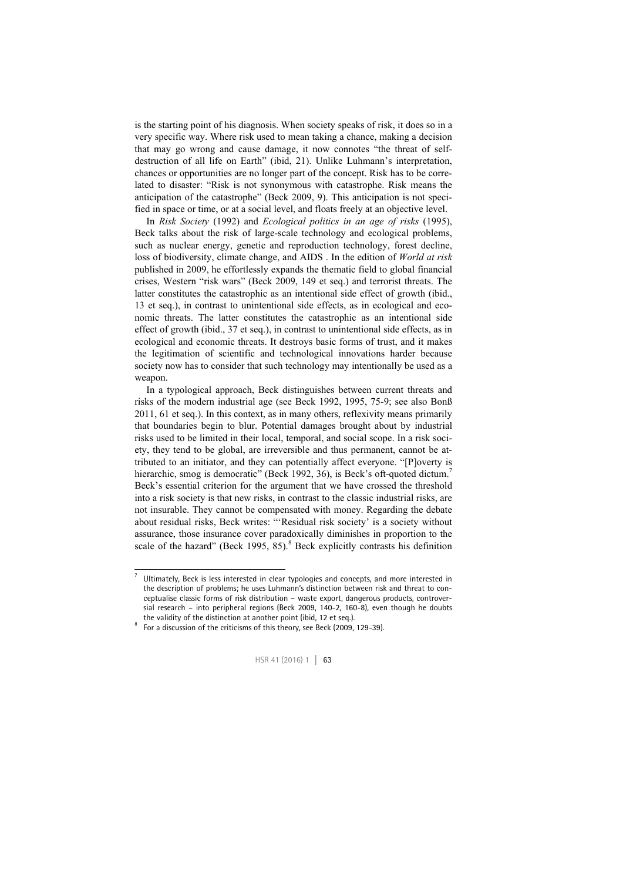is the starting point of his diagnosis. When society speaks of risk, it does so in a very specific way. Where risk used to mean taking a chance, making a decision that may go wrong and cause damage, it now connotes "the threat of self-destruction of all life on Earth" (ibid, 21). Unlike Luhmann's interpretation, chances or opportunities are no longer part of the concept. Risk has to be correlated to disaster: "Risk is not synonymous with catastrophe. Risk means the anticipation of the catastrophe" (Beck 2009, 9). This anticipation is not specified in space or time, or at a social level, and floats freely at an objective level.

In *Risk Society* (1992) and *Ecological politics in an age of risks* (1995), Beck talks about the risk of large-scale technology and ecological problems, such as nuclear energy, genetic and reproduction technology, forest decline, loss of biodiversity, climate change, and AIDS . In the edition of *World at risk* published in 2009, he effortlessly expands the thematic field to global financial crises, Western "risk wars" (Beck 2009, 149 et seq.) and terrorist threats. The latter constitutes the catastrophic as an intentional side effect of growth (ibid., 13 et seq.), in contrast to unintentional side effects, as in ecological and economic threats. The latter constitutes the catastrophic as an intentional side effect of growth (ibid., 37 et seq.), in contrast to unintentional side effects, as in ecological and economic threats. It destroys basic forms of trust, and it makes the legitimation of scientific and technological innovations harder because society now has to consider that such technology may intentionally be used as a weapon.

In a typological approach, Beck distinguishes between current threats and risks of the modern industrial age (see Beck 1992, 1995, 75-9; see also Bonß 2011, 61 et seq.). In this context, as in many others, reflexivity means primarily that boundaries begin to blur. Potential damages brought about by industrial risks used to be limited in their local, temporal, and social scope. In a risk society, they tend to be global, are irreversible and thus permanent, cannot be attributed to an initiator, and they can potentially affect everyone. "[P]overty is hierarchic, smog is democratic" (Beck 1992, 36), is Beck's oft-quoted dictum.[7] Beck's essential criterion for the argument that we have crossed the threshold into a risk society is that new risks, in contrast to the classic industrial risks, are not insurable. They cannot be compensated with money. Regarding the debate about residual risks, Beck writes: "'Residual risk society' is a society without assurance, those insurance cover paradoxically diminishes in proportion to the scale of the hazard" (Beck 1995, 85).[8] Beck explicitly contrasts his definition

---

[7] Ultimately, Beck is less interested in clear typologies and concepts, and more interested in the description of problems; he uses Luhmann's distinction between risk and threat to conceptualise classic forms of risk distribution – waste export, dangerous products, controversial research – into peripheral regions (Beck 2009, 140-2, 160-8), even though he doubts the validity of the distinction at another point (ibid, 12 et seq.).

[8] For a discussion of the criticisms of this theory, see Beck (2009, 129-39).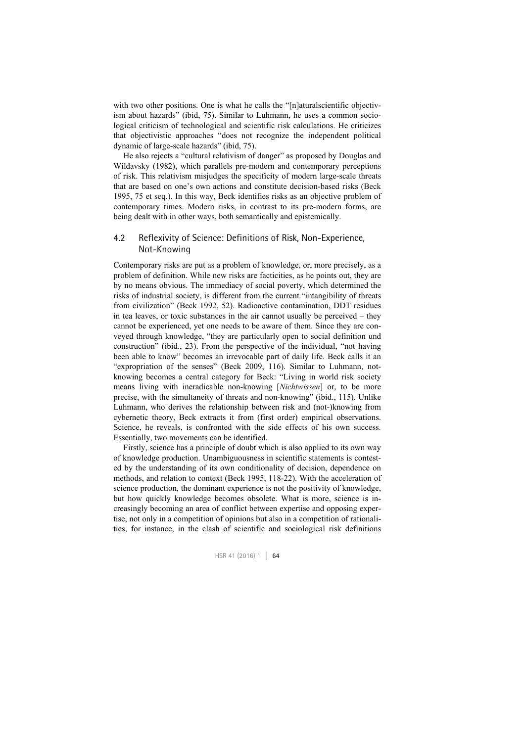with two other positions. One is what he calls the "[n]aturalscientific objectivism about hazards" (ibid, 75). Similar to Luhmann, he uses a common sociological criticism of technological and scientific risk calculations. He criticizes that objectivistic approaches "does not recognize the independent political dynamic of large-scale hazards" (ibid, 75).

He also rejects a "cultural relativism of danger" as proposed by Douglas and Wildavsky (1982), which parallels pre-modern and contemporary perceptions of risk. This relativism misjudges the specificity of modern large-scale threats that are based on one's own actions and constitute decision-based risks (Beck 1995, 75 et seq.). In this way, Beck identifies risks as an objective problem of contemporary times. Modern risks, in contrast to its pre-modern forms, are being dealt with in other ways, both semantically and epistemically.

## 4.2 Reflexivity of Science: Definitions of Risk, Non-Experience, Not-Knowing

Contemporary risks are put as a problem of knowledge, or, more precisely, as a problem of definition. While new risks are facticities, as he points out, they are by no means obvious. The immediacy of social poverty, which determined the risks of industrial society, is different from the current "intangibility of threats from civilization" (Beck 1992, 52). Radioactive contamination, DDT residues in tea leaves, or toxic substances in the air cannot usually be perceived – they cannot be experienced, yet one needs to be aware of them. Since they are conveyed through knowledge, "they are particularly open to social definition und construction" (ibid., 23). From the perspective of the individual, "not having been able to know" becomes an irrevocable part of daily life. Beck calls it an "expropriation of the senses" (Beck 2009, 116). Similar to Luhmann, not-knowing becomes a central category for Beck: "Living in world risk society means living with ineradicable non-knowing [*Nichtwissen*] or, to be more precise, with the simultaneity of threats and non-knowing" (ibid., 115). Unlike Luhmann, who derives the relationship between risk and (not-)knowing from cybernetic theory, Beck extracts it from (first order) empirical observations. Science, he reveals, is confronted with the side effects of his own success. Essentially, two movements can be identified.

Firstly, science has a principle of doubt which is also applied to its own way of knowledge production. Unambiguousness in scientific statements is contested by the understanding of its own conditionality of decision, dependence on methods, and relation to context (Beck 1995, 118-22). With the acceleration of science production, the dominant experience is not the positivity of knowledge, but how quickly knowledge becomes obsolete. What is more, science is increasingly becoming an area of conflict between expertise and opposing expertise, not only in a competition of opinions but also in a competition of rationalities, for instance, in the clash of scientific and sociological risk definitions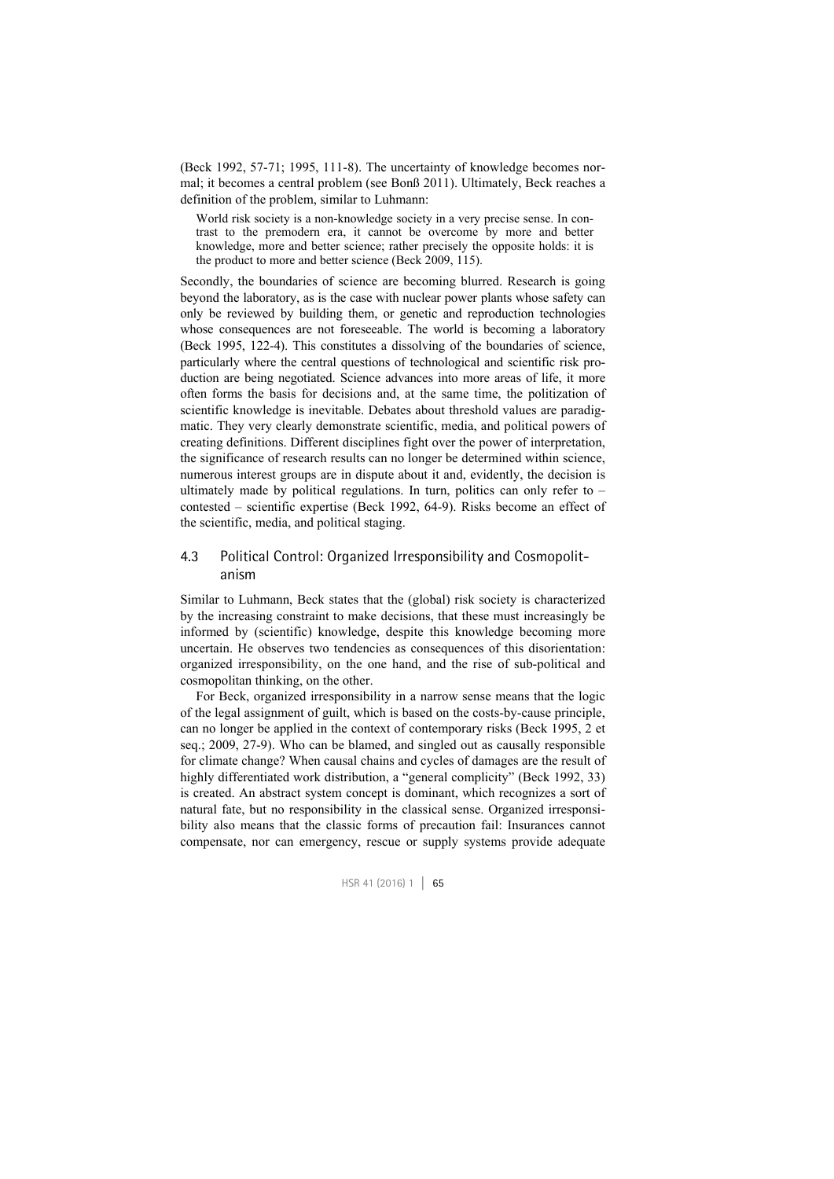(Beck 1992, 57-71; 1995, 111-8). The uncertainty of knowledge becomes normal; it becomes a central problem (see Bonß 2011). Ultimately, Beck reaches a definition of the problem, similar to Luhmann:

> World risk society is a non-knowledge society in a very precise sense. In contrast to the premodern era, it cannot be overcome by more and better knowledge, more and better science; rather precisely the opposite holds: it is the product to more and better science (Beck 2009, 115).

Secondly, the boundaries of science are becoming blurred. Research is going beyond the laboratory, as is the case with nuclear power plants whose safety can only be reviewed by building them, or genetic and reproduction technologies whose consequences are not foreseeable. The world is becoming a laboratory (Beck 1995, 122-4). This constitutes a dissolving of the boundaries of science, particularly where the central questions of technological and scientific risk production are being negotiated. Science advances into more areas of life, it more often forms the basis for decisions and, at the same time, the politization of scientific knowledge is inevitable. Debates about threshold values are paradigmatic. They very clearly demonstrate scientific, media, and political powers of creating definitions. Different disciplines fight over the power of interpretation, the significance of research results can no longer be determined within science, numerous interest groups are in dispute about it and, evidently, the decision is ultimately made by political regulations. In turn, politics can only refer to – contested – scientific expertise (Beck 1992, 64-9). Risks become an effect of the scientific, media, and political staging.

## 4.3 Political Control: Organized Irresponsibility and Cosmopolitanism

Similar to Luhmann, Beck states that the (global) risk society is characterized by the increasing constraint to make decisions, that these must increasingly be informed by (scientific) knowledge, despite this knowledge becoming more uncertain. He observes two tendencies as consequences of this disorientation: organized irresponsibility, on the one hand, and the rise of sub-political and cosmopolitan thinking, on the other.

For Beck, organized irresponsibility in a narrow sense means that the logic of the legal assignment of guilt, which is based on the costs-by-cause principle, can no longer be applied in the context of contemporary risks (Beck 1995, 2 et seq.; 2009, 27-9). Who can be blamed, and singled out as causally responsible for climate change? When causal chains and cycles of damages are the result of highly differentiated work distribution, a "general complicity" (Beck 1992, 33) is created. An abstract system concept is dominant, which recognizes a sort of natural fate, but no responsibility in the classical sense. Organized irresponsibility also means that the classic forms of precaution fail: Insurances cannot compensate, nor can emergency, rescue or supply systems provide adequate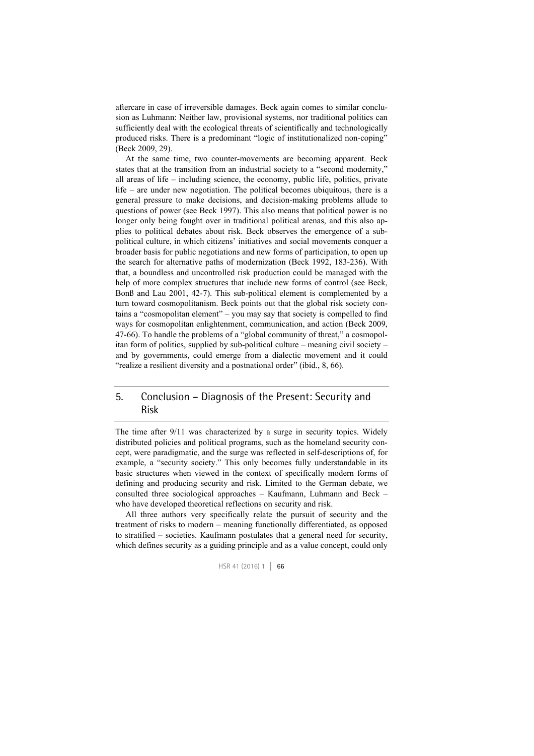aftercare in case of irreversible damages. Beck again comes to similar conclusion as Luhmann: Neither law, provisional systems, nor traditional politics can sufficiently deal with the ecological threats of scientifically and technologically produced risks. There is a predominant "logic of institutionalized non-coping" (Beck 2009, 29).

At the same time, two counter-movements are becoming apparent. Beck states that at the transition from an industrial society to a "second modernity," all areas of life – including science, the economy, public life, politics, private life – are under new negotiation. The political becomes ubiquitous, there is a general pressure to make decisions, and decision-making problems allude to questions of power (see Beck 1997). This also means that political power is no longer only being fought over in traditional political arenas, and this also applies to political debates about risk. Beck observes the emergence of a subpolitical culture, in which citizens' initiatives and social movements conquer a broader basis for public negotiations and new forms of participation, to open up the search for alternative paths of modernization (Beck 1992, 183-236). With that, a boundless and uncontrolled risk production could be managed with the help of more complex structures that include new forms of control (see Beck, Bonß and Lau 2001, 42-7). This sub-political element is complemented by a turn toward cosmopolitanism. Beck points out that the global risk society contains a "cosmopolitan element" – you may say that society is compelled to find ways for cosmopolitan enlightenment, communication, and action (Beck 2009, 47-66). To handle the problems of a "global community of threat," a cosmopolitan form of politics, supplied by sub-political culture – meaning civil society – and by governments, could emerge from a dialectic movement and it could "realize a resilient diversity and a postnational order" (ibid., 8, 66).

## 5. Conclusion – Diagnosis of the Present: Security and Risk

The time after 9/11 was characterized by a surge in security topics. Widely distributed policies and political programs, such as the homeland security concept, were paradigmatic, and the surge was reflected in self-descriptions of, for example, a "security society." This only becomes fully understandable in its basic structures when viewed in the context of specifically modern forms of defining and producing security and risk. Limited to the German debate, we consulted three sociological approaches – Kaufmann, Luhmann and Beck – who have developed theoretical reflections on security and risk.

All three authors very specifically relate the pursuit of security and the treatment of risks to modern – meaning functionally differentiated, as opposed to stratified – societies. Kaufmann postulates that a general need for security, which defines security as a guiding principle and as a value concept, could only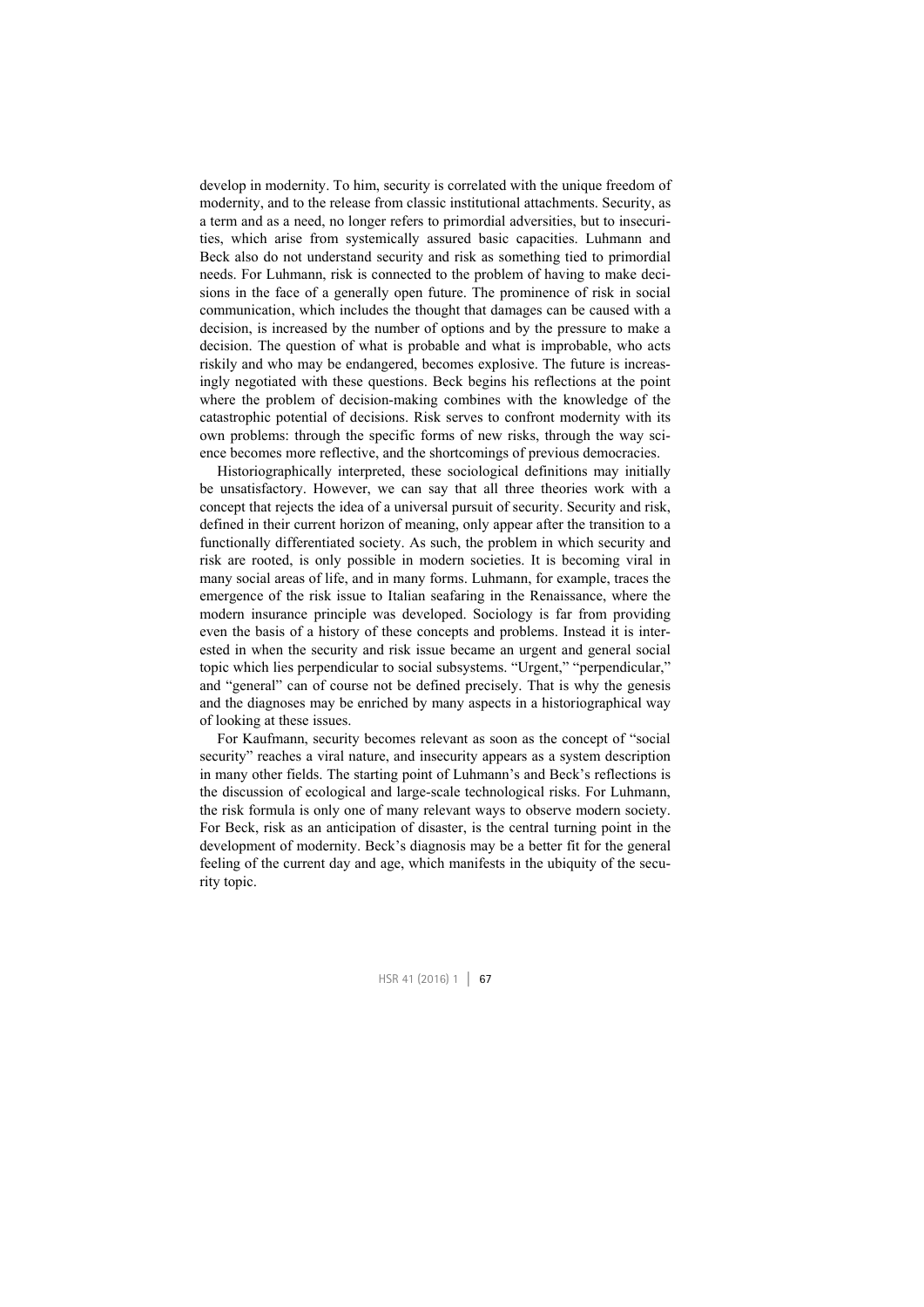develop in modernity. To him, security is correlated with the unique freedom of modernity, and to the release from classic institutional attachments. Security, as a term and as a need, no longer refers to primordial adversities, but to insecurities, which arise from systemically assured basic capacities. Luhmann and Beck also do not understand security and risk as something tied to primordial needs. For Luhmann, risk is connected to the problem of having to make decisions in the face of a generally open future. The prominence of risk in social communication, which includes the thought that damages can be caused with a decision, is increased by the number of options and by the pressure to make a decision. The question of what is probable and what is improbable, who acts riskily and who may be endangered, becomes explosive. The future is increasingly negotiated with these questions. Beck begins his reflections at the point where the problem of decision-making combines with the knowledge of the catastrophic potential of decisions. Risk serves to confront modernity with its own problems: through the specific forms of new risks, through the way science becomes more reflective, and the shortcomings of previous democracies.

Historiographically interpreted, these sociological definitions may initially be unsatisfactory. However, we can say that all three theories work with a concept that rejects the idea of a universal pursuit of security. Security and risk, defined in their current horizon of meaning, only appear after the transition to a functionally differentiated society. As such, the problem in which security and risk are rooted, is only possible in modern societies. It is becoming viral in many social areas of life, and in many forms. Luhmann, for example, traces the emergence of the risk issue to Italian seafaring in the Renaissance, where the modern insurance principle was developed. Sociology is far from providing even the basis of a history of these concepts and problems. Instead it is interested in when the security and risk issue became an urgent and general social topic which lies perpendicular to social subsystems. "Urgent," "perpendicular," and "general" can of course not be defined precisely. That is why the genesis and the diagnoses may be enriched by many aspects in a historiographical way of looking at these issues.

For Kaufmann, security becomes relevant as soon as the concept of "social security" reaches a viral nature, and insecurity appears as a system description in many other fields. The starting point of Luhmann's and Beck's reflections is the discussion of ecological and large-scale technological risks. For Luhmann, the risk formula is only one of many relevant ways to observe modern society. For Beck, risk as an anticipation of disaster, is the central turning point in the development of modernity. Beck's diagnosis may be a better fit for the general feeling of the current day and age, which manifests in the ubiquity of the security topic.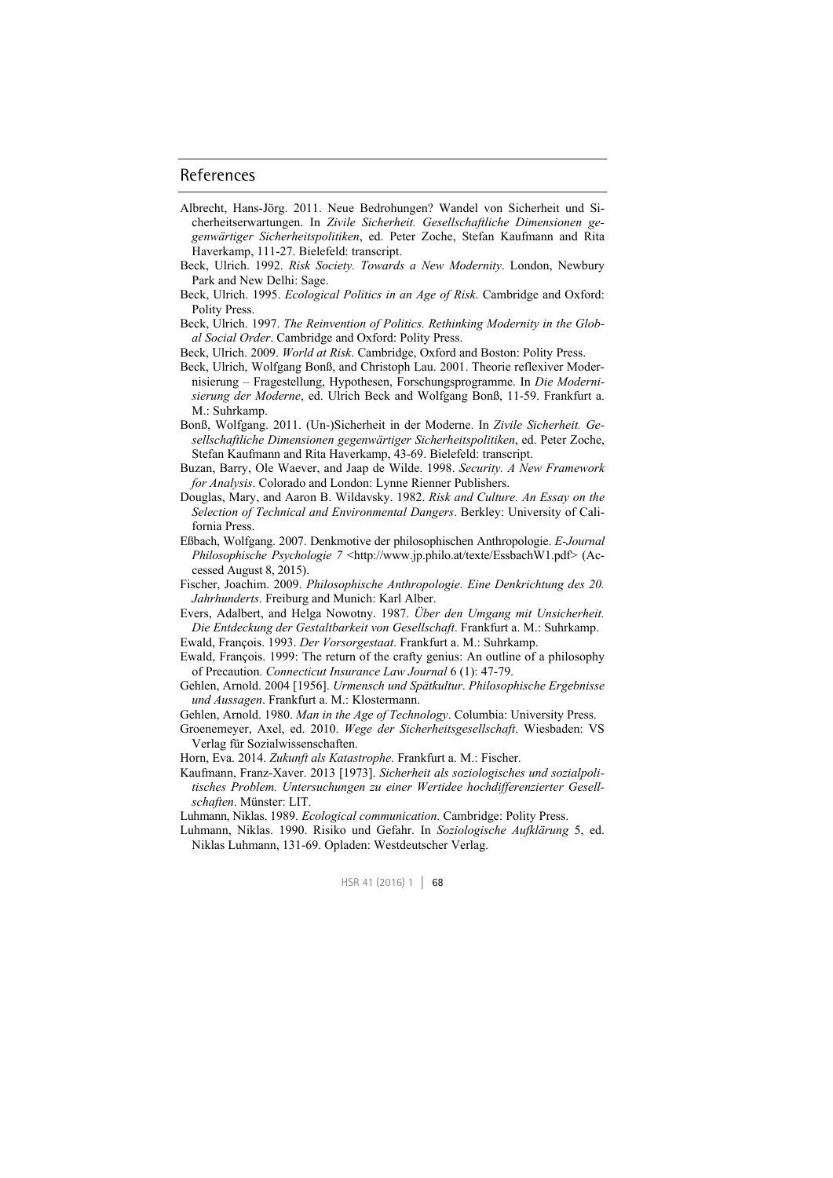## References

Albrecht, Hans-Jörg. 2011. Neue Bedrohungen? Wandel von Sicherheit und Sicherheitserwartungen. In *Zivile Sicherheit. Gesellschaftliche Dimensionen gegenwärtiger Sicherheitspolitiken*, ed. Peter Zoche, Stefan Kaufmann and Rita Haverkamp, 111-27. Bielefeld: transcript.

Beck, Ulrich. 1992. *Risk Society. Towards a New Modernity*. London, Newbury Park and New Delhi: Sage.

Beck, Ulrich. 1995. *Ecological Politics in an Age of Risk*. Cambridge and Oxford: Polity Press.

Beck, Ulrich. 1997. *The Reinvention of Politics. Rethinking Modernity in the Global Social Order*. Cambridge and Oxford: Polity Press.

Beck, Ulrich. 2009. *World at Risk*. Cambridge, Oxford and Boston: Polity Press.

Beck, Ulrich, Wolfgang Bonß, and Christoph Lau. 2001. Theorie reflexiver Modernisierung – Fragestellung, Hypothesen, Forschungsprogramme. In *Die Modernisierung der Moderne*, ed. Ulrich Beck and Wolfgang Bonß, 11-59. Frankfurt a. M.: Suhrkamp.

Bonß, Wolfgang. 2011. (Un-)Sicherheit in der Moderne. In *Zivile Sicherheit. Gesellschaftliche Dimensionen gegenwärtiger Sicherheitspolitiken*, ed. Peter Zoche, Stefan Kaufmann and Rita Haverkamp, 43-69. Bielefeld: transcript.

Buzan, Barry, Ole Waever, and Jaap de Wilde. 1998. *Security. A New Framework for Analysis*. Colorado and London: Lynne Rienner Publishers.

Douglas, Mary, and Aaron B. Wildavsky. 1982. *Risk and Culture. An Essay on the Selection of Technical and Environmental Dangers*. Berkley: University of California Press.

Eßbach, Wolfgang. 2007. Denkmotive der philosophischen Anthropologie. *E-Journal Philosophische Psychologie 7* <http://www.jp.philo.at/texte/EssbachW1.pdf> (Accessed August 8, 2015).

Fischer, Joachim. 2009. *Philosophische Anthropologie. Eine Denkrichtung des 20. Jahrhunderts*. Freiburg and Munich: Karl Alber.

Evers, Adalbert, and Helga Nowotny. 1987. *Über den Umgang mit Unsicherheit. Die Entdeckung der Gestaltbarkeit von Gesellschaft*. Frankfurt a. M.: Suhrkamp.

Ewald, François. 1993. *Der Vorsorgestaat*. Frankfurt a. M.: Suhrkamp.

Ewald, François. 1999: The return of the crafty genius: An outline of a philosophy of Precaution. *Connecticut Insurance Law Journal* 6 (1): 47-79.

Gehlen, Arnold. 2004 [1956]. *Urmensch und Spätkultur*. *Philosophische Ergebnisse und Aussagen*. Frankfurt a. M.: Klostermann.

Gehlen, Arnold. 1980. *Man in the Age of Technology*. Columbia: University Press.

Groenemeyer, Axel, ed. 2010. *Wege der Sicherheitsgesellschaft*. Wiesbaden: VS Verlag für Sozialwissenschaften.

Horn, Eva. 2014. *Zukunft als Katastrophe*. Frankfurt a. M.: Fischer.

Kaufmann, Franz-Xaver. 2013 [1973]. *Sicherheit als soziologisches und sozialpolitisches Problem. Untersuchungen zu einer Wertidee hochdifferenzierter Gesellschaften*. Münster: LIT.

Luhmann, Niklas. 1989. *Ecological communication*. Cambridge: Polity Press.

Luhmann, Niklas. 1990. Risiko und Gefahr. In *Soziologische Aufklärung* 5, ed. Niklas Luhmann, 131-69. Opladen: Westdeutscher Verlag.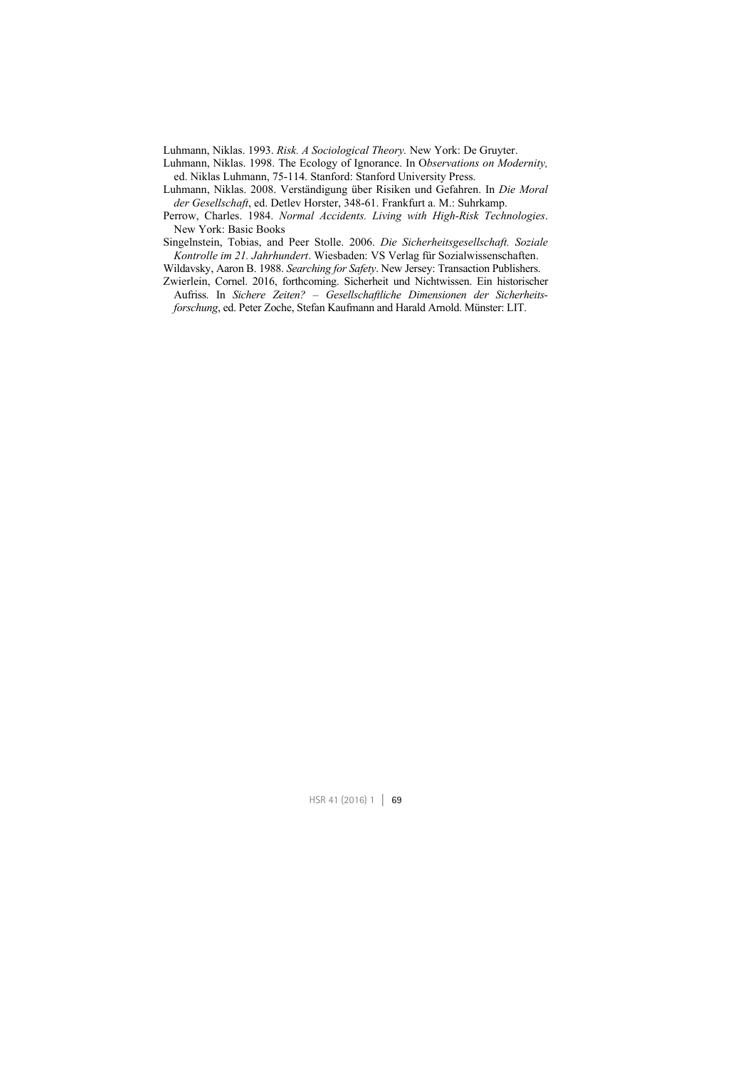Luhmann, Niklas. 1993. *Risk. A Sociological Theory.* New York: De Gruyter.

Luhmann, Niklas. 1998. The Ecology of Ignorance. In O*bservations on Modernity,* ed. Niklas Luhmann, 75-114. Stanford: Stanford University Press.

Luhmann, Niklas. 2008. Verständigung über Risiken und Gefahren. In *Die Moral der Gesellschaft*, ed. Detlev Horster, 348-61. Frankfurt a. M.: Suhrkamp.

Perrow, Charles. 1984. *Normal Accidents. Living with High-Risk Technologies*. New York: Basic Books

Singelnstein, Tobias, and Peer Stolle. 2006. *Die Sicherheitsgesellschaft. Soziale Kontrolle im 21. Jahrhundert*. Wiesbaden: VS Verlag für Sozialwissenschaften.

Wildavsky, Aaron B. 1988. *Searching for Safety*. New Jersey: Transaction Publishers.

Zwierlein, Cornel. 2016, forthcoming. Sicherheit und Nichtwissen. Ein historischer Aufriss. In *Sichere Zeiten? – Gesellschaftliche Dimensionen der Sicherheitsforschung*, ed. Peter Zoche, Stefan Kaufmann and Harald Arnold. Münster: LIT.